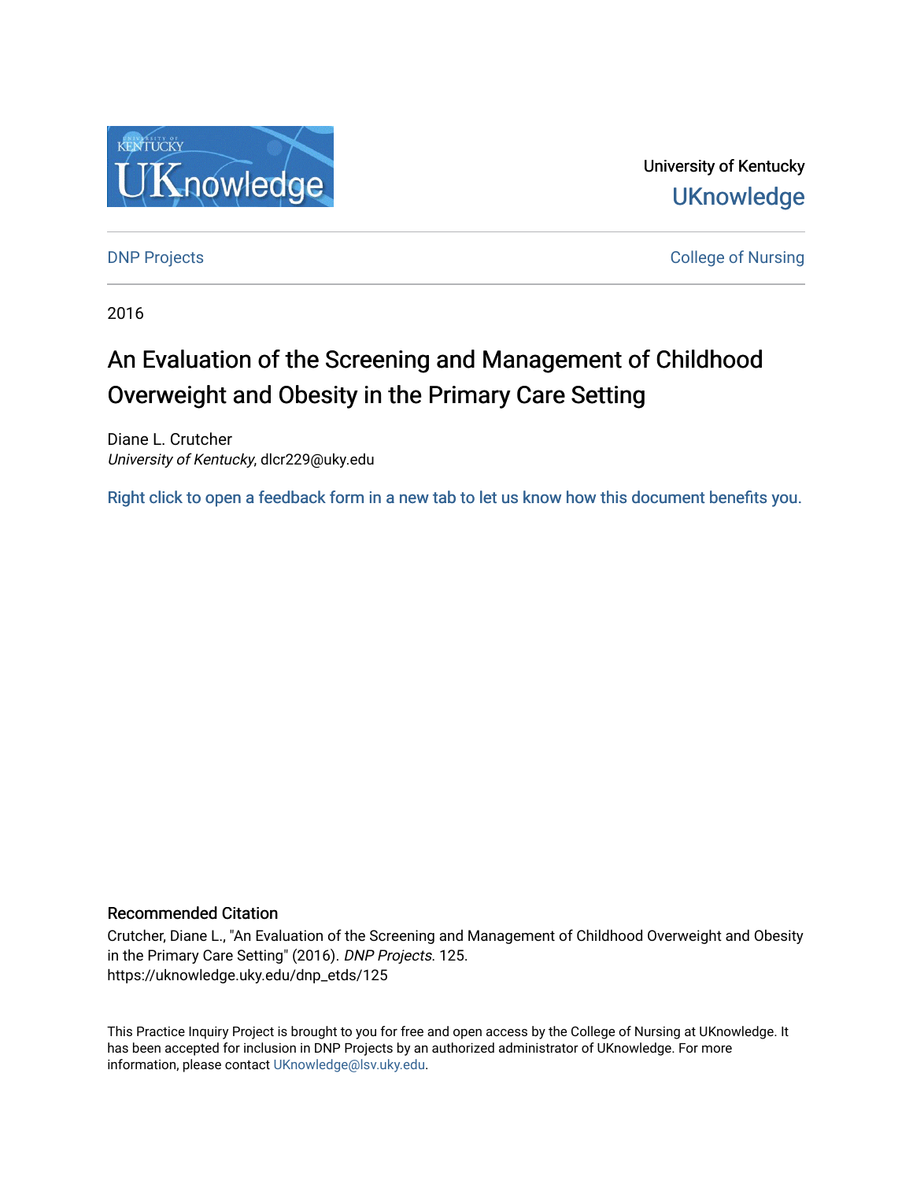University of Kentucky

UKnowledge

DNP Projects

College of Nursing

2016

# An Evaluation of the Screening and Management of Childhood Overweight and Obesity in the Primary Care Setting

Diane L. Crutcher
*University of Kentucky*, dlcr229@uky.edu

Right click to open a feedback form in a new tab to let us know how this document benefits you.

## Recommended Citation

Crutcher, Diane L., "An Evaluation of the Screening and Management of Childhood Overweight and Obesity in the Primary Care Setting" (2016). *DNP Projects*. 125.
https://uknowledge.uky.edu/dnp_etds/125

This Practice Inquiry Project is brought to you for free and open access by the College of Nursing at UKnowledge. It has been accepted for inclusion in DNP Projects by an authorized administrator of UKnowledge. For more information, please contact UKnowledge@lsv.uky.edu.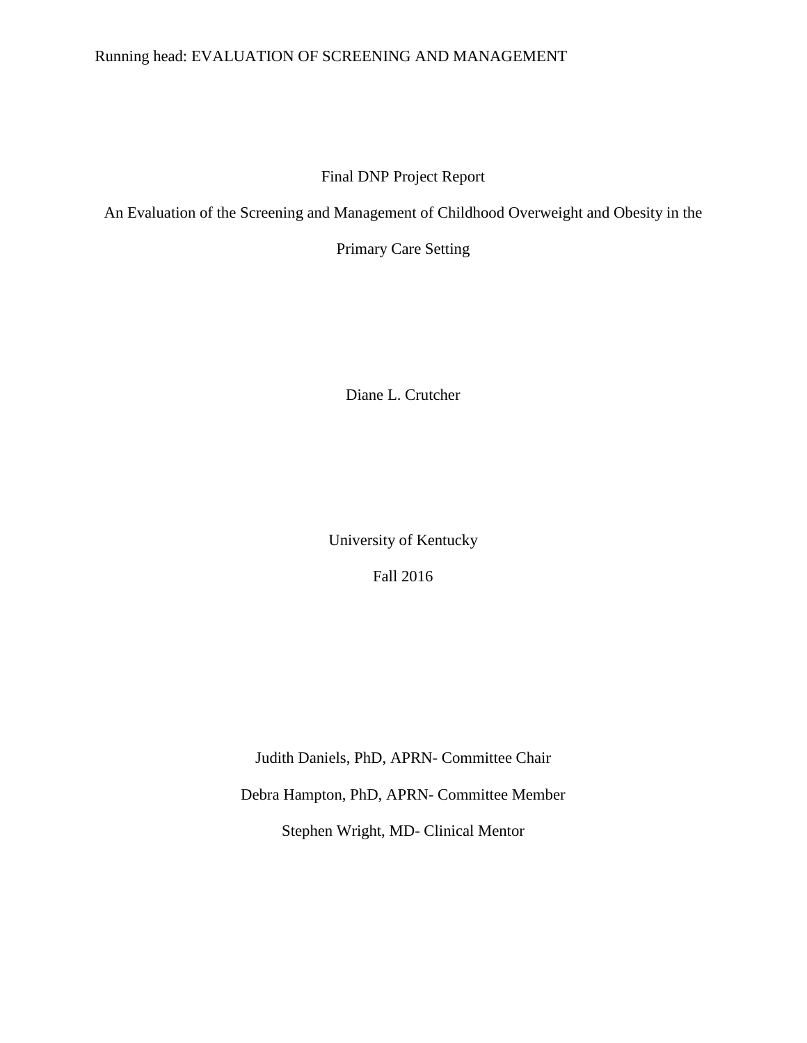Final DNP Project Report

An Evaluation of the Screening and Management of Childhood Overweight and Obesity in the Primary Care Setting

Diane L. Crutcher

University of Kentucky

Fall 2016

Judith Daniels, PhD, APRN- Committee Chair

Debra Hampton, PhD, APRN- Committee Member

Stephen Wright, MD- Clinical Mentor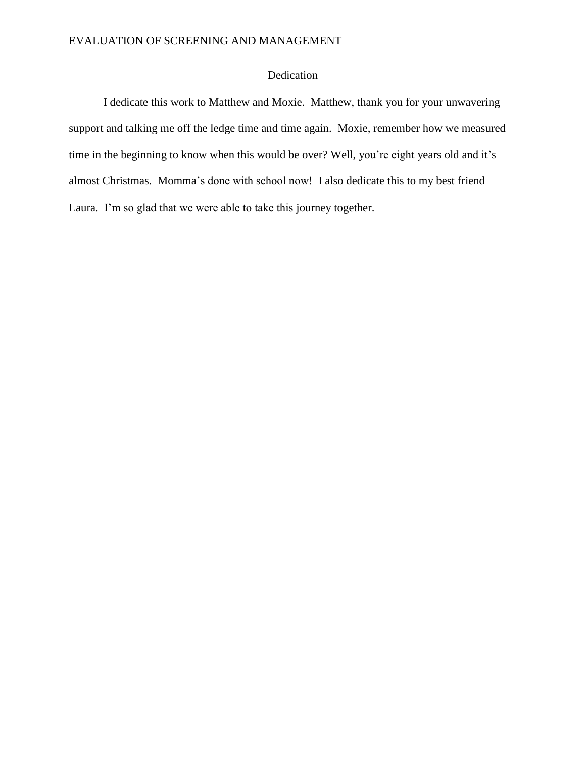# Dedication

I dedicate this work to Matthew and Moxie. Matthew, thank you for your unwavering support and talking me off the ledge time and time again. Moxie, remember how we measured time in the beginning to know when this would be over? Well, you're eight years old and it's almost Christmas. Momma's done with school now! I also dedicate this to my best friend Laura. I'm so glad that we were able to take this journey together.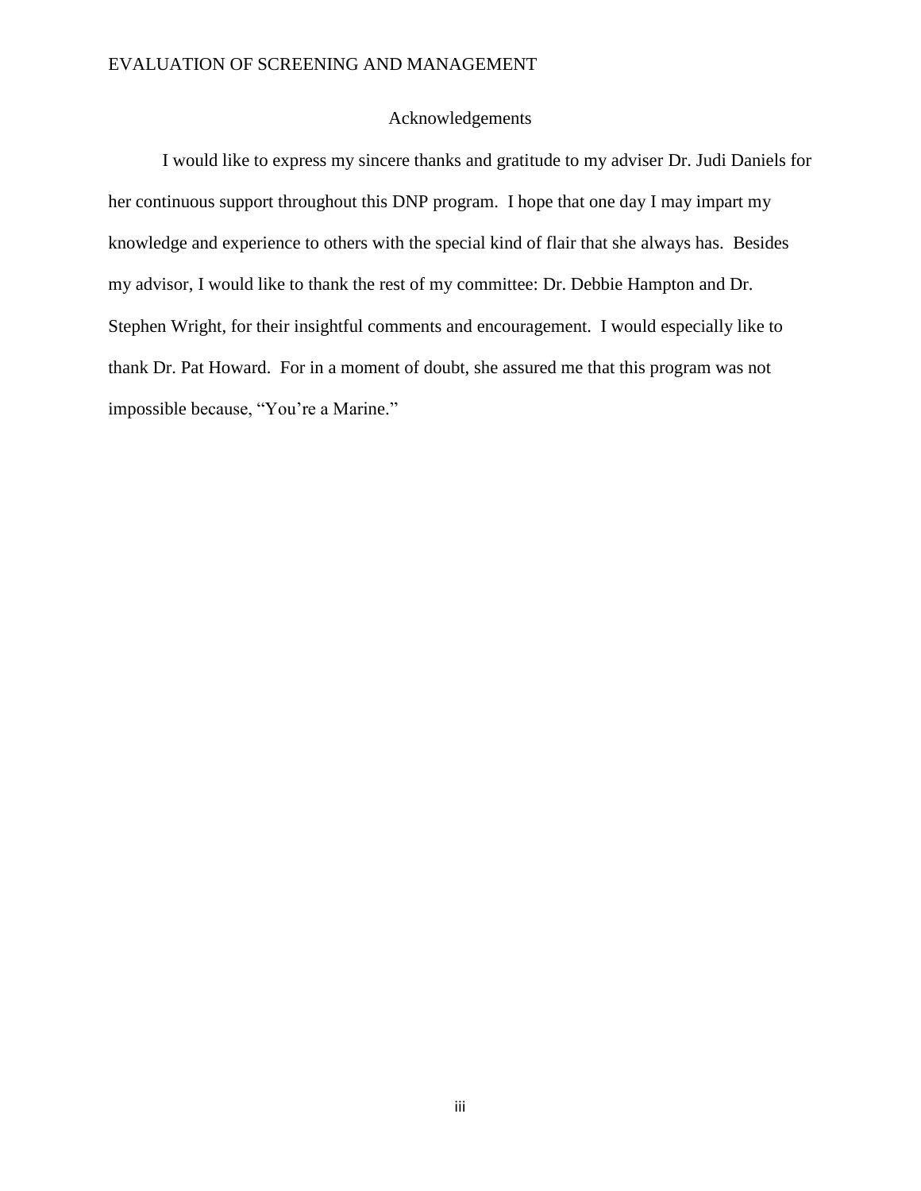# Acknowledgements

I would like to express my sincere thanks and gratitude to my adviser Dr. Judi Daniels for her continuous support throughout this DNP program. I hope that one day I may impart my knowledge and experience to others with the special kind of flair that she always has. Besides my advisor, I would like to thank the rest of my committee: Dr. Debbie Hampton and Dr. Stephen Wright, for their insightful comments and encouragement. I would especially like to thank Dr. Pat Howard. For in a moment of doubt, she assured me that this program was not impossible because, "You're a Marine."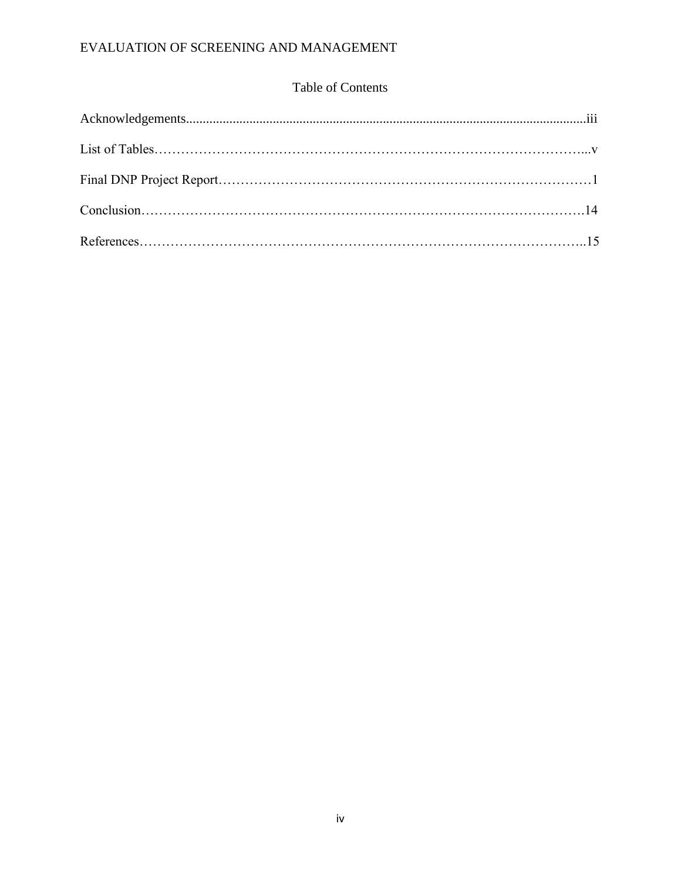# Table of Contents

Acknowledgements......................................................................................................................iii

List of Tables…………………………………………………………………………………...v

Final DNP Project Report…………………………………………………………………………1

Conclusion……………………………………………………………………………………….14

References………………………………………………………………………………………..15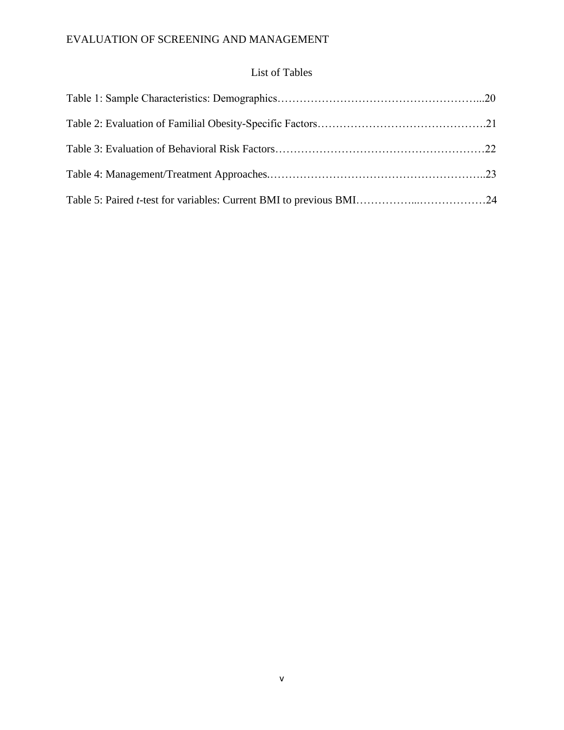# List of Tables

Table 1: Sample Characteristics: Demographics……………………………………………...20

Table 2: Evaluation of Familial Obesity-Specific Factors……………………………………….21

Table 3: Evaluation of Behavioral Risk Factors…………………………………………………22

Table 4: Management/Treatment Approaches.…………………………………………………..23

Table 5: Paired *t*-test for variables: Current BMI to previous BMI……………...………………24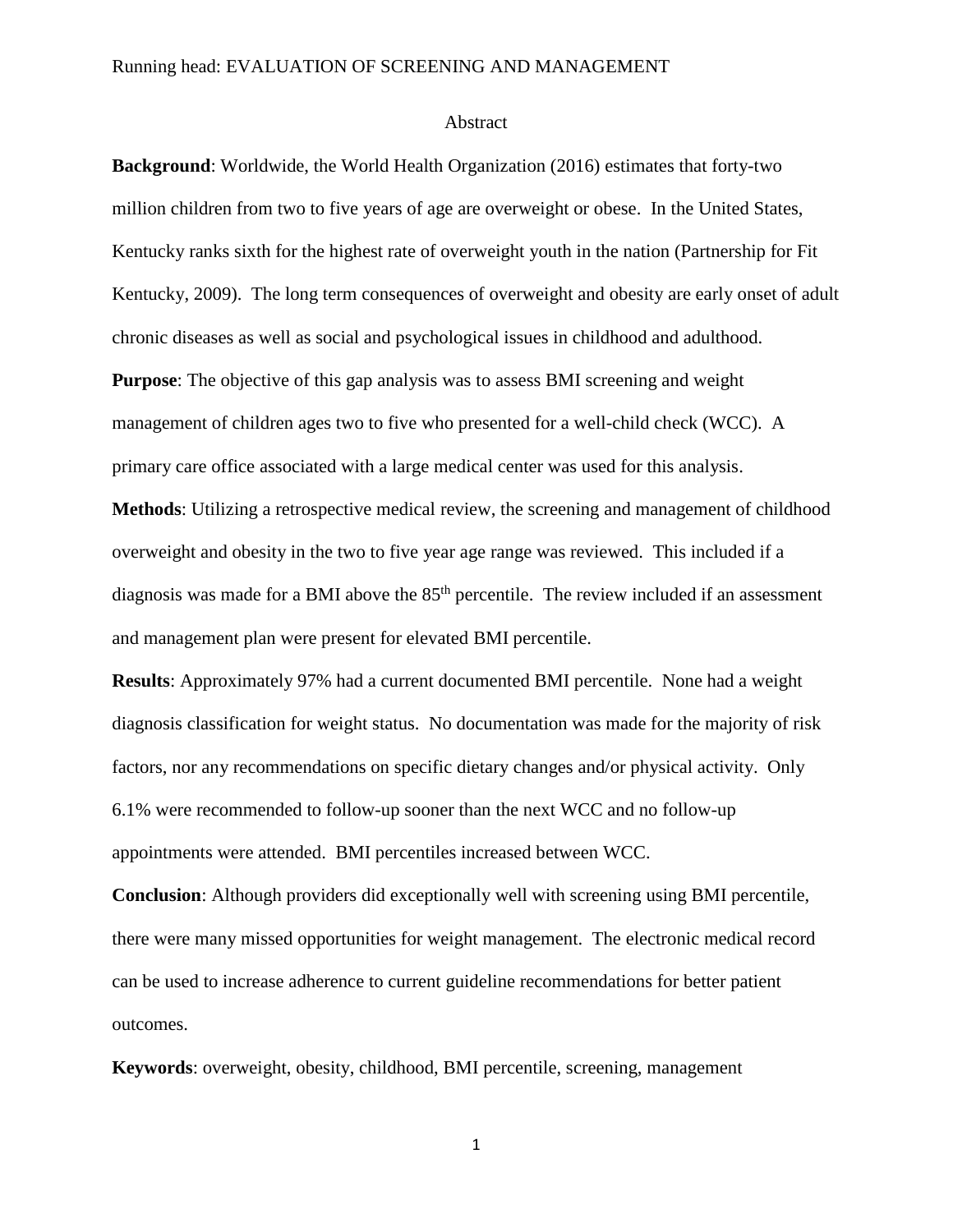# Abstract

**Background**: Worldwide, the World Health Organization (2016) estimates that forty-two million children from two to five years of age are overweight or obese. In the United States, Kentucky ranks sixth for the highest rate of overweight youth in the nation (Partnership for Fit Kentucky, 2009). The long term consequences of overweight and obesity are early onset of adult chronic diseases as well as social and psychological issues in childhood and adulthood.

**Purpose**: The objective of this gap analysis was to assess BMI screening and weight management of children ages two to five who presented for a well-child check (WCC). A primary care office associated with a large medical center was used for this analysis.

**Methods**: Utilizing a retrospective medical review, the screening and management of childhood overweight and obesity in the two to five year age range was reviewed. This included if a diagnosis was made for a BMI above the 85th percentile. The review included if an assessment and management plan were present for elevated BMI percentile.

**Results**: Approximately 97% had a current documented BMI percentile. None had a weight diagnosis classification for weight status. No documentation was made for the majority of risk factors, nor any recommendations on specific dietary changes and/or physical activity. Only 6.1% were recommended to follow-up sooner than the next WCC and no follow-up appointments were attended. BMI percentiles increased between WCC.

**Conclusion**: Although providers did exceptionally well with screening using BMI percentile, there were many missed opportunities for weight management. The electronic medical record can be used to increase adherence to current guideline recommendations for better patient outcomes.

**Keywords**: overweight, obesity, childhood, BMI percentile, screening, management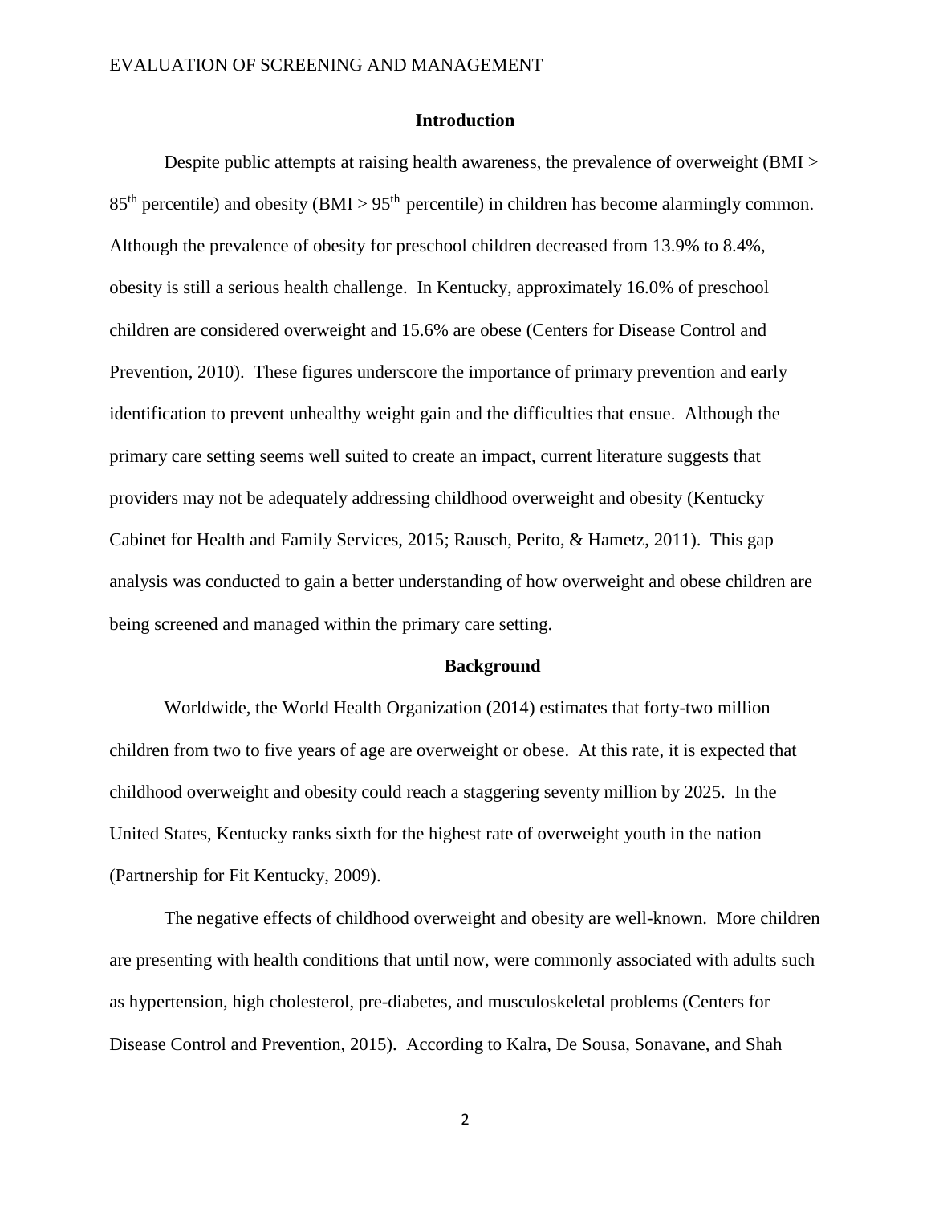## Introduction

Despite public attempts at raising health awareness, the prevalence of overweight (BMI > $85^{th}$ percentile) and obesity (BMI > $95^{th}$ percentile) in children has become alarmingly common. Although the prevalence of obesity for preschool children decreased from 13.9% to 8.4%, obesity is still a serious health challenge. In Kentucky, approximately 16.0% of preschool children are considered overweight and 15.6% are obese (Centers for Disease Control and Prevention, 2010). These figures underscore the importance of primary prevention and early identification to prevent unhealthy weight gain and the difficulties that ensue. Although the primary care setting seems well suited to create an impact, current literature suggests that providers may not be adequately addressing childhood overweight and obesity (Kentucky Cabinet for Health and Family Services, 2015; Rausch, Perito, & Hametz, 2011). This gap analysis was conducted to gain a better understanding of how overweight and obese children are being screened and managed within the primary care setting.

## Background

Worldwide, the World Health Organization (2014) estimates that forty-two million children from two to five years of age are overweight or obese. At this rate, it is expected that childhood overweight and obesity could reach a staggering seventy million by 2025. In the United States, Kentucky ranks sixth for the highest rate of overweight youth in the nation (Partnership for Fit Kentucky, 2009).

The negative effects of childhood overweight and obesity are well-known. More children are presenting with health conditions that until now, were commonly associated with adults such as hypertension, high cholesterol, pre-diabetes, and musculoskeletal problems (Centers for Disease Control and Prevention, 2015). According to Kalra, De Sousa, Sonavane, and Shah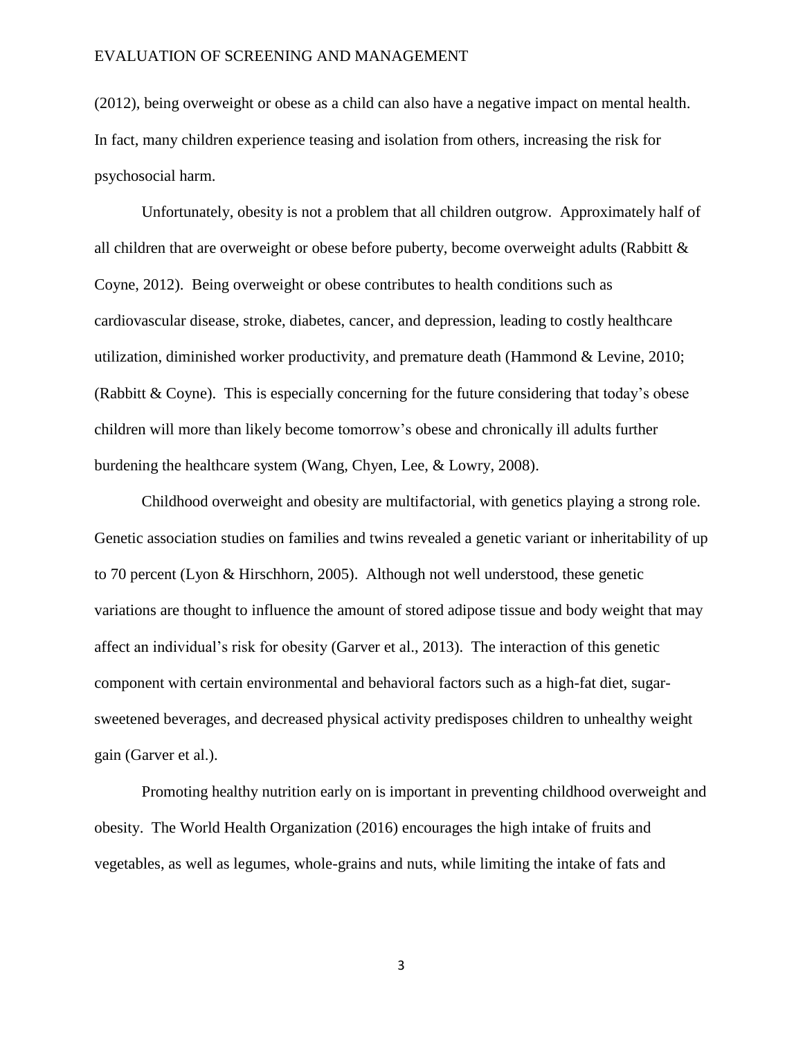(2012), being overweight or obese as a child can also have a negative impact on mental health. In fact, many children experience teasing and isolation from others, increasing the risk for psychosocial harm.

Unfortunately, obesity is not a problem that all children outgrow. Approximately half of all children that are overweight or obese before puberty, become overweight adults (Rabbitt & Coyne, 2012). Being overweight or obese contributes to health conditions such as cardiovascular disease, stroke, diabetes, cancer, and depression, leading to costly healthcare utilization, diminished worker productivity, and premature death (Hammond & Levine, 2010; (Rabbitt & Coyne). This is especially concerning for the future considering that today's obese children will more than likely become tomorrow's obese and chronically ill adults further burdening the healthcare system (Wang, Chyen, Lee, & Lowry, 2008).

Childhood overweight and obesity are multifactorial, with genetics playing a strong role. Genetic association studies on families and twins revealed a genetic variant or inheritability of up to 70 percent (Lyon & Hirschhorn, 2005). Although not well understood, these genetic variations are thought to influence the amount of stored adipose tissue and body weight that may affect an individual's risk for obesity (Garver et al., 2013). The interaction of this genetic component with certain environmental and behavioral factors such as a high-fat diet, sugar-sweetened beverages, and decreased physical activity predisposes children to unhealthy weight gain (Garver et al.).

Promoting healthy nutrition early on is important in preventing childhood overweight and obesity. The World Health Organization (2016) encourages the high intake of fruits and vegetables, as well as legumes, whole-grains and nuts, while limiting the intake of fats and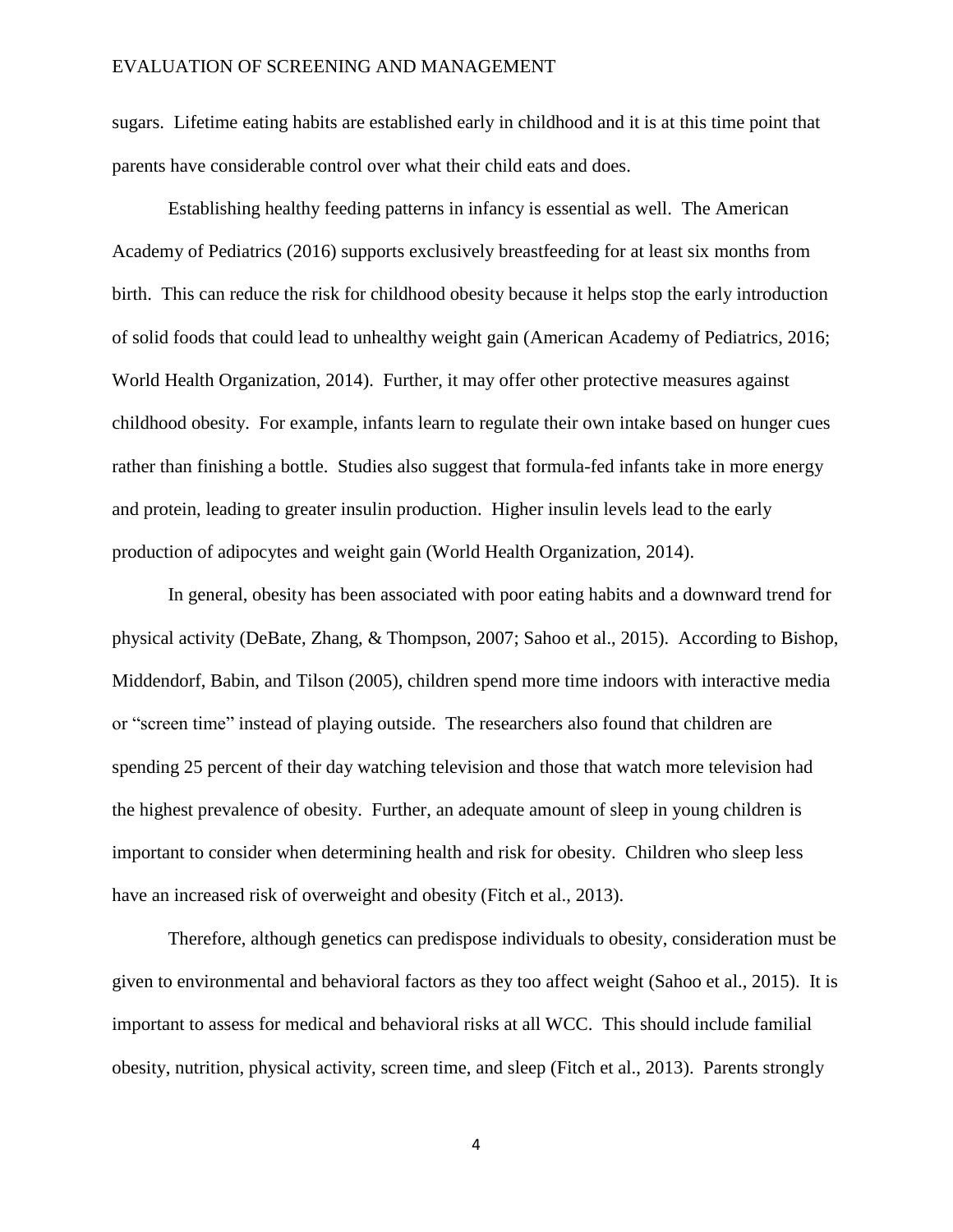sugars. Lifetime eating habits are established early in childhood and it is at this time point that parents have considerable control over what their child eats and does.

Establishing healthy feeding patterns in infancy is essential as well. The American Academy of Pediatrics (2016) supports exclusively breastfeeding for at least six months from birth. This can reduce the risk for childhood obesity because it helps stop the early introduction of solid foods that could lead to unhealthy weight gain (American Academy of Pediatrics, 2016; World Health Organization, 2014). Further, it may offer other protective measures against childhood obesity. For example, infants learn to regulate their own intake based on hunger cues rather than finishing a bottle. Studies also suggest that formula-fed infants take in more energy and protein, leading to greater insulin production. Higher insulin levels lead to the early production of adipocytes and weight gain (World Health Organization, 2014).

In general, obesity has been associated with poor eating habits and a downward trend for physical activity (DeBate, Zhang, & Thompson, 2007; Sahoo et al., 2015). According to Bishop, Middendorf, Babin, and Tilson (2005), children spend more time indoors with interactive media or "screen time" instead of playing outside. The researchers also found that children are spending 25 percent of their day watching television and those that watch more television had the highest prevalence of obesity. Further, an adequate amount of sleep in young children is important to consider when determining health and risk for obesity. Children who sleep less have an increased risk of overweight and obesity (Fitch et al., 2013).

Therefore, although genetics can predispose individuals to obesity, consideration must be given to environmental and behavioral factors as they too affect weight (Sahoo et al., 2015). It is important to assess for medical and behavioral risks at all WCC. This should include familial obesity, nutrition, physical activity, screen time, and sleep (Fitch et al., 2013). Parents strongly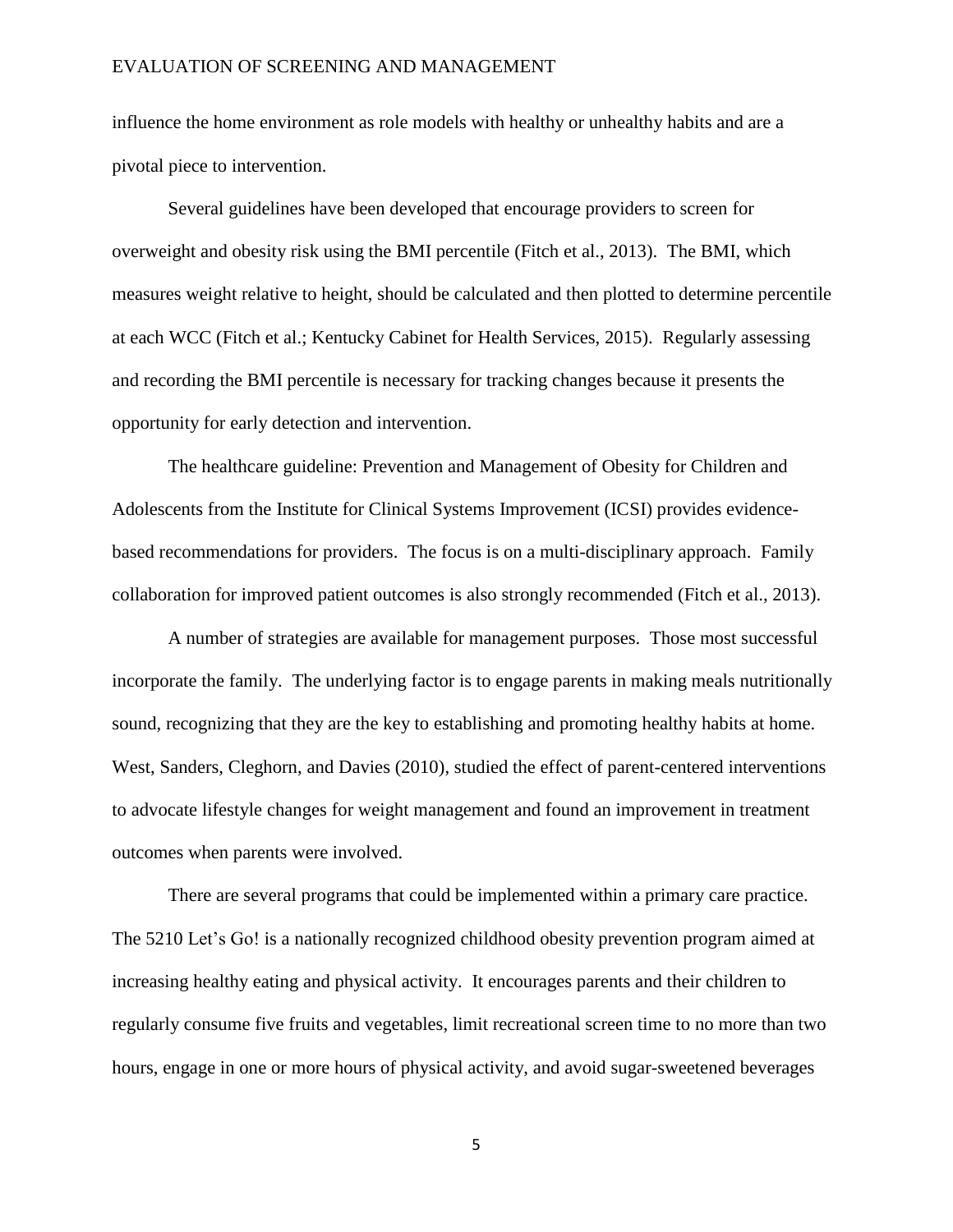influence the home environment as role models with healthy or unhealthy habits and are a pivotal piece to intervention.

Several guidelines have been developed that encourage providers to screen for overweight and obesity risk using the BMI percentile (Fitch et al., 2013). The BMI, which measures weight relative to height, should be calculated and then plotted to determine percentile at each WCC (Fitch et al.; Kentucky Cabinet for Health Services, 2015). Regularly assessing and recording the BMI percentile is necessary for tracking changes because it presents the opportunity for early detection and intervention.

The healthcare guideline: Prevention and Management of Obesity for Children and Adolescents from the Institute for Clinical Systems Improvement (ICSI) provides evidence-based recommendations for providers. The focus is on a multi-disciplinary approach. Family collaboration for improved patient outcomes is also strongly recommended (Fitch et al., 2013).

A number of strategies are available for management purposes. Those most successful incorporate the family. The underlying factor is to engage parents in making meals nutritionally sound, recognizing that they are the key to establishing and promoting healthy habits at home. West, Sanders, Cleghorn, and Davies (2010), studied the effect of parent-centered interventions to advocate lifestyle changes for weight management and found an improvement in treatment outcomes when parents were involved.

There are several programs that could be implemented within a primary care practice. The 5210 Let's Go! is a nationally recognized childhood obesity prevention program aimed at increasing healthy eating and physical activity. It encourages parents and their children to regularly consume five fruits and vegetables, limit recreational screen time to no more than two hours, engage in one or more hours of physical activity, and avoid sugar-sweetened beverages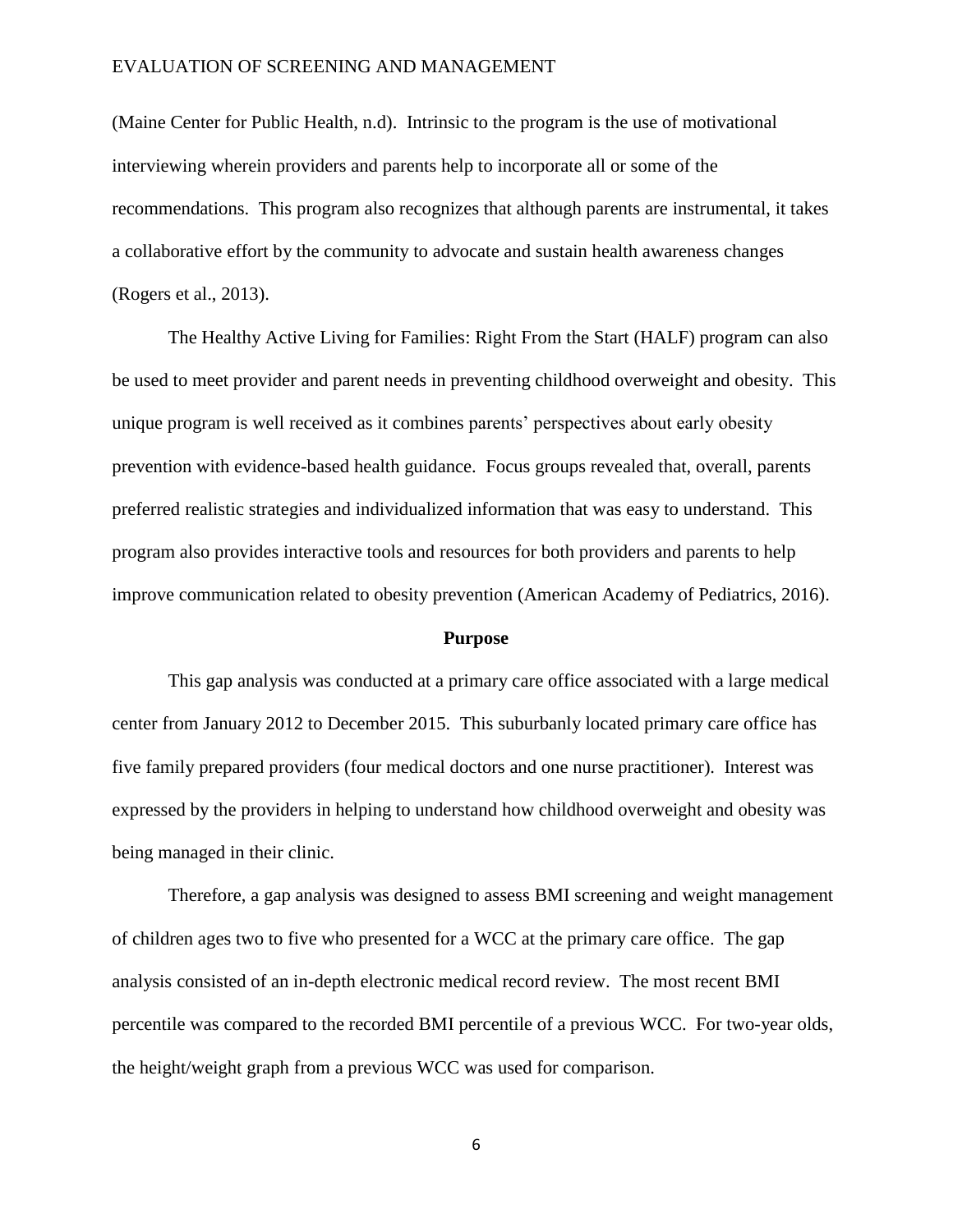(Maine Center for Public Health, n.d). Intrinsic to the program is the use of motivational interviewing wherein providers and parents help to incorporate all or some of the recommendations. This program also recognizes that although parents are instrumental, it takes a collaborative effort by the community to advocate and sustain health awareness changes (Rogers et al., 2013).

The Healthy Active Living for Families: Right From the Start (HALF) program can also be used to meet provider and parent needs in preventing childhood overweight and obesity. This unique program is well received as it combines parents' perspectives about early obesity prevention with evidence-based health guidance. Focus groups revealed that, overall, parents preferred realistic strategies and individualized information that was easy to understand. This program also provides interactive tools and resources for both providers and parents to help improve communication related to obesity prevention (American Academy of Pediatrics, 2016).

## Purpose

This gap analysis was conducted at a primary care office associated with a large medical center from January 2012 to December 2015. This suburbanly located primary care office has five family prepared providers (four medical doctors and one nurse practitioner). Interest was expressed by the providers in helping to understand how childhood overweight and obesity was being managed in their clinic.

Therefore, a gap analysis was designed to assess BMI screening and weight management of children ages two to five who presented for a WCC at the primary care office. The gap analysis consisted of an in-depth electronic medical record review. The most recent BMI percentile was compared to the recorded BMI percentile of a previous WCC. For two-year olds, the height/weight graph from a previous WCC was used for comparison.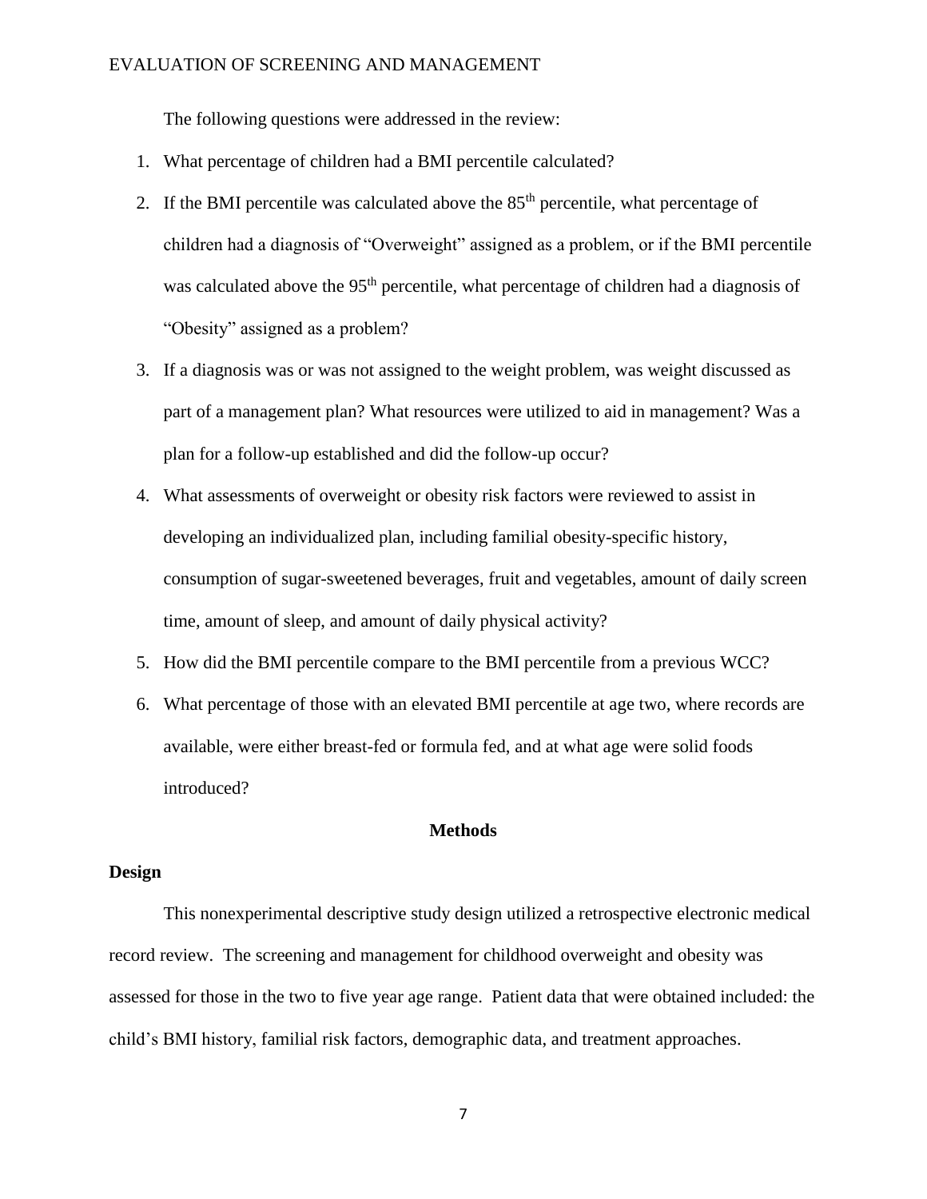The following questions were addressed in the review:

1. What percentage of children had a BMI percentile calculated?
2. If the BMI percentile was calculated above the 85th percentile, what percentage of children had a diagnosis of "Overweight" assigned as a problem, or if the BMI percentile was calculated above the 95th percentile, what percentage of children had a diagnosis of "Obesity" assigned as a problem?
3. If a diagnosis was or was not assigned to the weight problem, was weight discussed as part of a management plan? What resources were utilized to aid in management? Was a plan for a follow-up established and did the follow-up occur?
4. What assessments of overweight or obesity risk factors were reviewed to assist in developing an individualized plan, including familial obesity-specific history, consumption of sugar-sweetened beverages, fruit and vegetables, amount of daily screen time, amount of sleep, and amount of daily physical activity?
5. How did the BMI percentile compare to the BMI percentile from a previous WCC?
6. What percentage of those with an elevated BMI percentile at age two, where records are available, were either breast-fed or formula fed, and at what age were solid foods introduced?

## Methods

### Design

This nonexperimental descriptive study design utilized a retrospective electronic medical record review. The screening and management for childhood overweight and obesity was assessed for those in the two to five year age range. Patient data that were obtained included: the child's BMI history, familial risk factors, demographic data, and treatment approaches.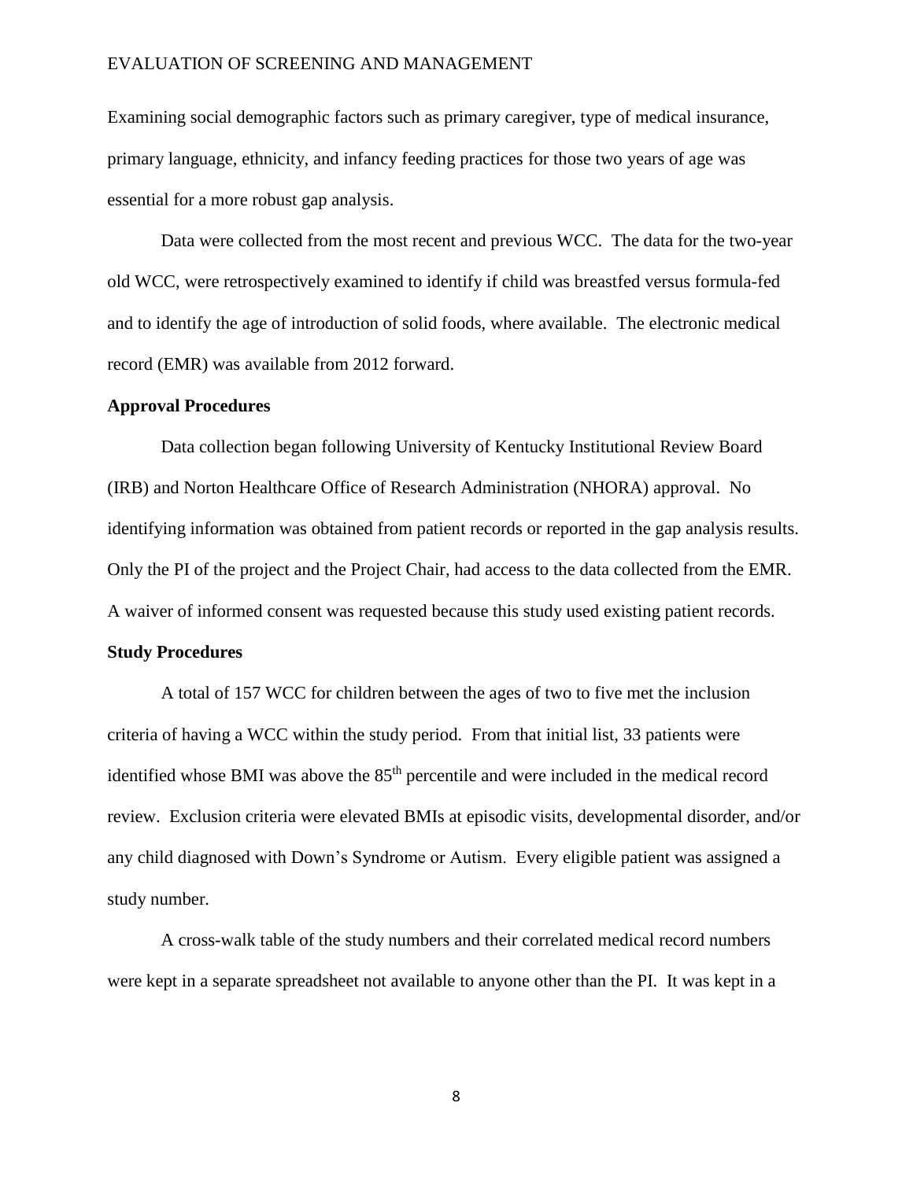Examining social demographic factors such as primary caregiver, type of medical insurance, primary language, ethnicity, and infancy feeding practices for those two years of age was essential for a more robust gap analysis.

Data were collected from the most recent and previous WCC. The data for the two-year old WCC, were retrospectively examined to identify if child was breastfed versus formula-fed and to identify the age of introduction of solid foods, where available. The electronic medical record (EMR) was available from 2012 forward.

**Approval Procedures**

Data collection began following University of Kentucky Institutional Review Board (IRB) and Norton Healthcare Office of Research Administration (NHORA) approval. No identifying information was obtained from patient records or reported in the gap analysis results. Only the PI of the project and the Project Chair, had access to the data collected from the EMR. A waiver of informed consent was requested because this study used existing patient records.

**Study Procedures**

A total of 157 WCC for children between the ages of two to five met the inclusion criteria of having a WCC within the study period. From that initial list, 33 patients were identified whose BMI was above the 85th percentile and were included in the medical record review. Exclusion criteria were elevated BMIs at episodic visits, developmental disorder, and/or any child diagnosed with Down's Syndrome or Autism. Every eligible patient was assigned a study number.

A cross-walk table of the study numbers and their correlated medical record numbers were kept in a separate spreadsheet not available to anyone other than the PI. It was kept in a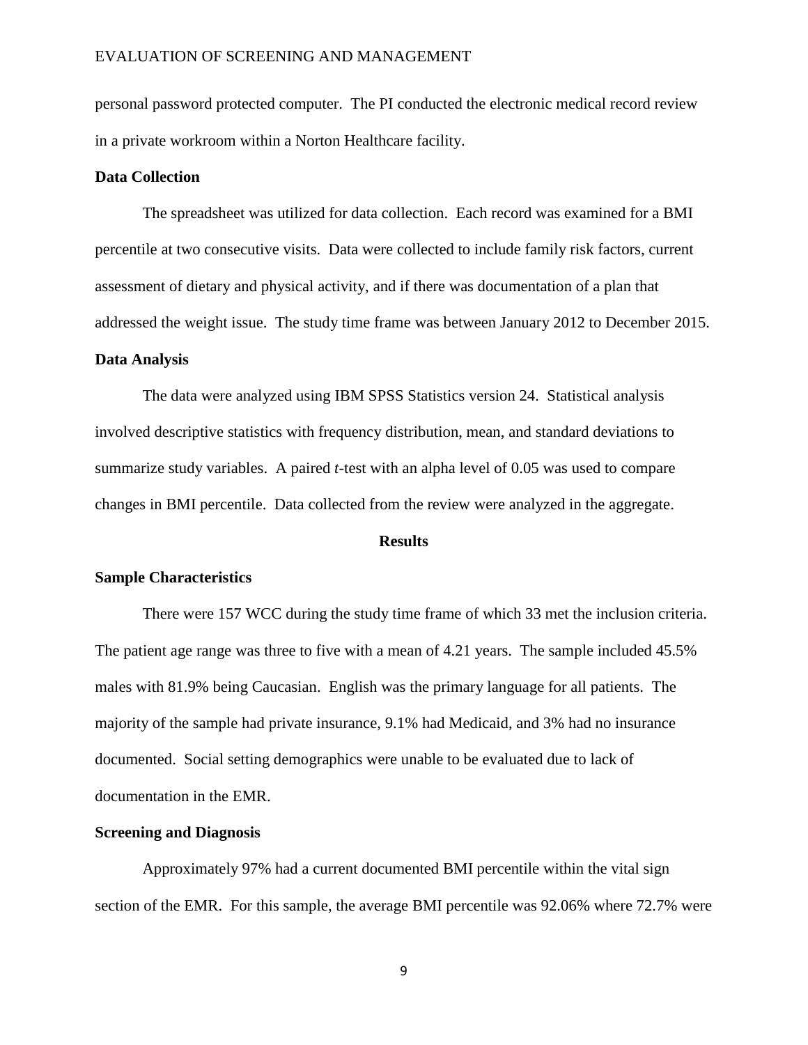personal password protected computer. The PI conducted the electronic medical record review in a private workroom within a Norton Healthcare facility.

**Data Collection**

The spreadsheet was utilized for data collection. Each record was examined for a BMI percentile at two consecutive visits. Data were collected to include family risk factors, current assessment of dietary and physical activity, and if there was documentation of a plan that addressed the weight issue. The study time frame was between January 2012 to December 2015.

**Data Analysis**

The data were analyzed using IBM SPSS Statistics version 24. Statistical analysis involved descriptive statistics with frequency distribution, mean, and standard deviations to summarize study variables. A paired *t*-test with an alpha level of 0.05 was used to compare changes in BMI percentile. Data collected from the review were analyzed in the aggregate.

## Results

**Sample Characteristics**

There were 157 WCC during the study time frame of which 33 met the inclusion criteria. The patient age range was three to five with a mean of 4.21 years. The sample included 45.5% males with 81.9% being Caucasian. English was the primary language for all patients. The majority of the sample had private insurance, 9.1% had Medicaid, and 3% had no insurance documented. Social setting demographics were unable to be evaluated due to lack of documentation in the EMR.

**Screening and Diagnosis**

Approximately 97% had a current documented BMI percentile within the vital sign section of the EMR. For this sample, the average BMI percentile was 92.06% where 72.7% were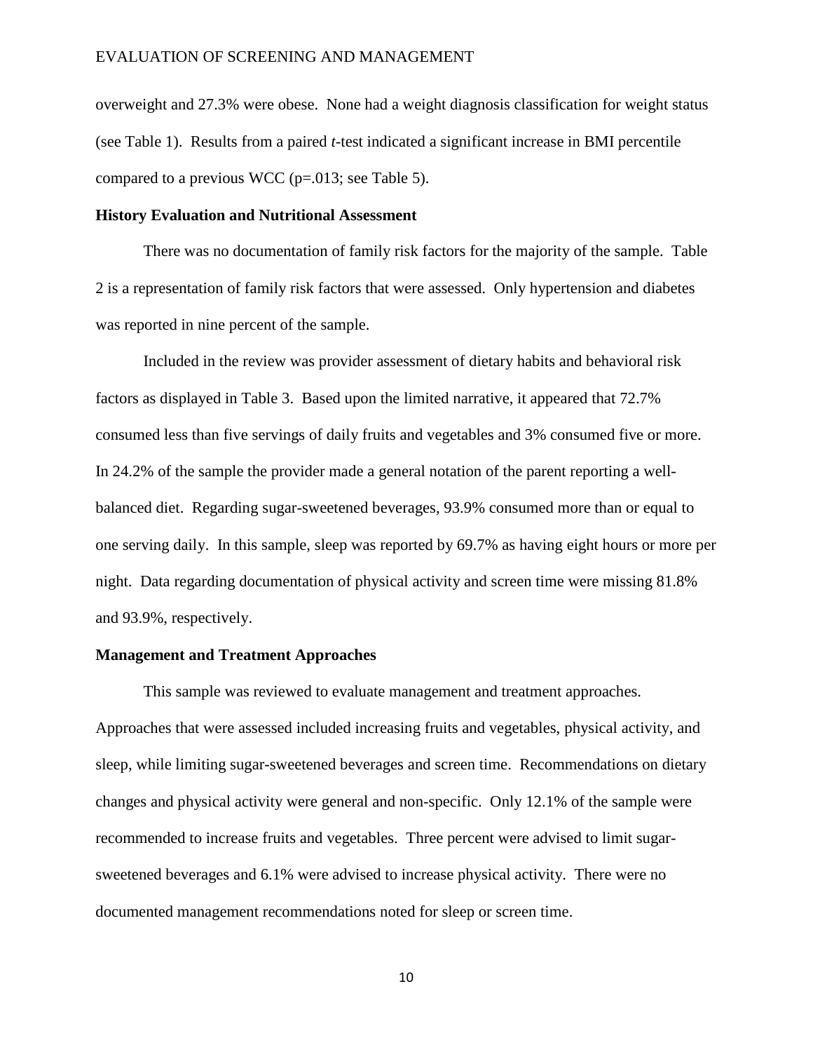overweight and 27.3% were obese. None had a weight diagnosis classification for weight status (see Table 1). Results from a paired *t*-test indicated a significant increase in BMI percentile compared to a previous WCC ($p=.013$; see Table 5).

**History Evaluation and Nutritional Assessment**

There was no documentation of family risk factors for the majority of the sample. Table 2 is a representation of family risk factors that were assessed. Only hypertension and diabetes was reported in nine percent of the sample.

Included in the review was provider assessment of dietary habits and behavioral risk factors as displayed in Table 3. Based upon the limited narrative, it appeared that 72.7% consumed less than five servings of daily fruits and vegetables and 3% consumed five or more. In 24.2% of the sample the provider made a general notation of the parent reporting a well-balanced diet. Regarding sugar-sweetened beverages, 93.9% consumed more than or equal to one serving daily. In this sample, sleep was reported by 69.7% as having eight hours or more per night. Data regarding documentation of physical activity and screen time were missing 81.8% and 93.9%, respectively.

**Management and Treatment Approaches**

This sample was reviewed to evaluate management and treatment approaches. Approaches that were assessed included increasing fruits and vegetables, physical activity, and sleep, while limiting sugar-sweetened beverages and screen time. Recommendations on dietary changes and physical activity were general and non-specific. Only 12.1% of the sample were recommended to increase fruits and vegetables. Three percent were advised to limit sugar-sweetened beverages and 6.1% were advised to increase physical activity. There were no documented management recommendations noted for sleep or screen time.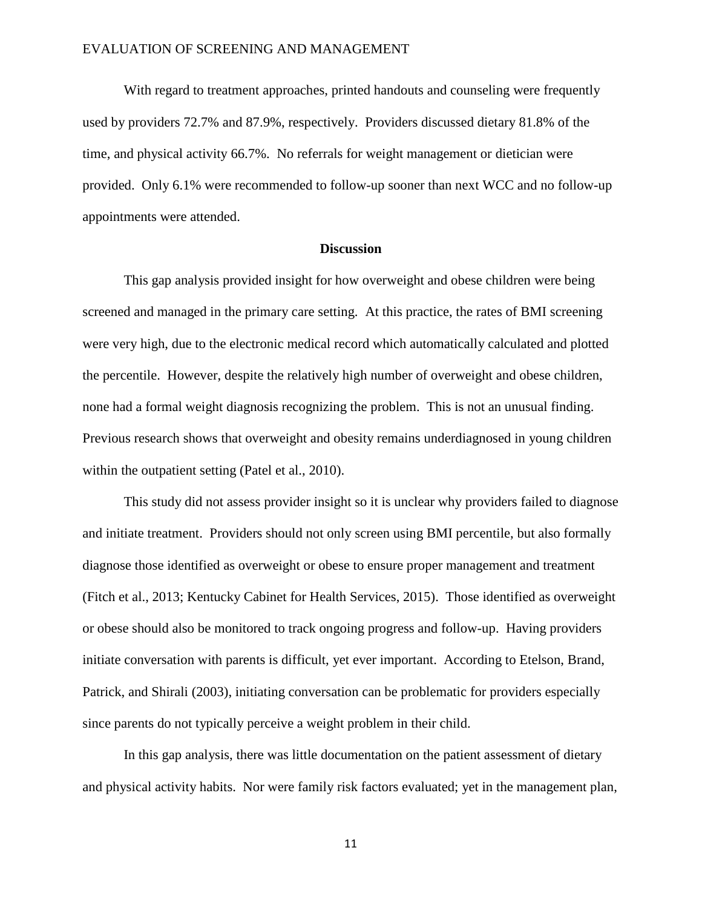With regard to treatment approaches, printed handouts and counseling were frequently used by providers 72.7% and 87.9%, respectively. Providers discussed dietary 81.8% of the time, and physical activity 66.7%. No referrals for weight management or dietician were provided. Only 6.1% were recommended to follow-up sooner than next WCC and no follow-up appointments were attended.

## Discussion

This gap analysis provided insight for how overweight and obese children were being screened and managed in the primary care setting. At this practice, the rates of BMI screening were very high, due to the electronic medical record which automatically calculated and plotted the percentile. However, despite the relatively high number of overweight and obese children, none had a formal weight diagnosis recognizing the problem. This is not an unusual finding. Previous research shows that overweight and obesity remains underdiagnosed in young children within the outpatient setting (Patel et al., 2010).

This study did not assess provider insight so it is unclear why providers failed to diagnose and initiate treatment. Providers should not only screen using BMI percentile, but also formally diagnose those identified as overweight or obese to ensure proper management and treatment (Fitch et al., 2013; Kentucky Cabinet for Health Services, 2015). Those identified as overweight or obese should also be monitored to track ongoing progress and follow-up. Having providers initiate conversation with parents is difficult, yet ever important. According to Etelson, Brand, Patrick, and Shirali (2003), initiating conversation can be problematic for providers especially since parents do not typically perceive a weight problem in their child.

In this gap analysis, there was little documentation on the patient assessment of dietary and physical activity habits. Nor were family risk factors evaluated; yet in the management plan,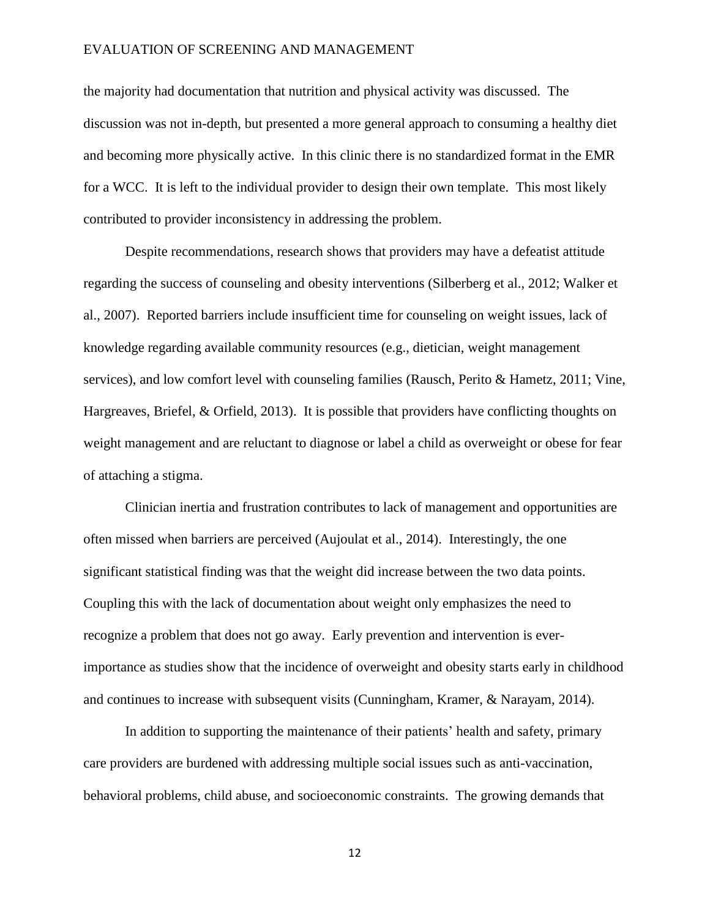the majority had documentation that nutrition and physical activity was discussed. The discussion was not in-depth, but presented a more general approach to consuming a healthy diet and becoming more physically active. In this clinic there is no standardized format in the EMR for a WCC. It is left to the individual provider to design their own template. This most likely contributed to provider inconsistency in addressing the problem.

Despite recommendations, research shows that providers may have a defeatist attitude regarding the success of counseling and obesity interventions (Silberberg et al., 2012; Walker et al., 2007). Reported barriers include insufficient time for counseling on weight issues, lack of knowledge regarding available community resources (e.g., dietician, weight management services), and low comfort level with counseling families (Rausch, Perito & Hametz, 2011; Vine, Hargreaves, Briefel, & Orfield, 2013). It is possible that providers have conflicting thoughts on weight management and are reluctant to diagnose or label a child as overweight or obese for fear of attaching a stigma.

Clinician inertia and frustration contributes to lack of management and opportunities are often missed when barriers are perceived (Aujoulat et al., 2014). Interestingly, the one significant statistical finding was that the weight did increase between the two data points. Coupling this with the lack of documentation about weight only emphasizes the need to recognize a problem that does not go away. Early prevention and intervention is ever-importance as studies show that the incidence of overweight and obesity starts early in childhood and continues to increase with subsequent visits (Cunningham, Kramer, & Narayam, 2014).

In addition to supporting the maintenance of their patients' health and safety, primary care providers are burdened with addressing multiple social issues such as anti-vaccination, behavioral problems, child abuse, and socioeconomic constraints. The growing demands that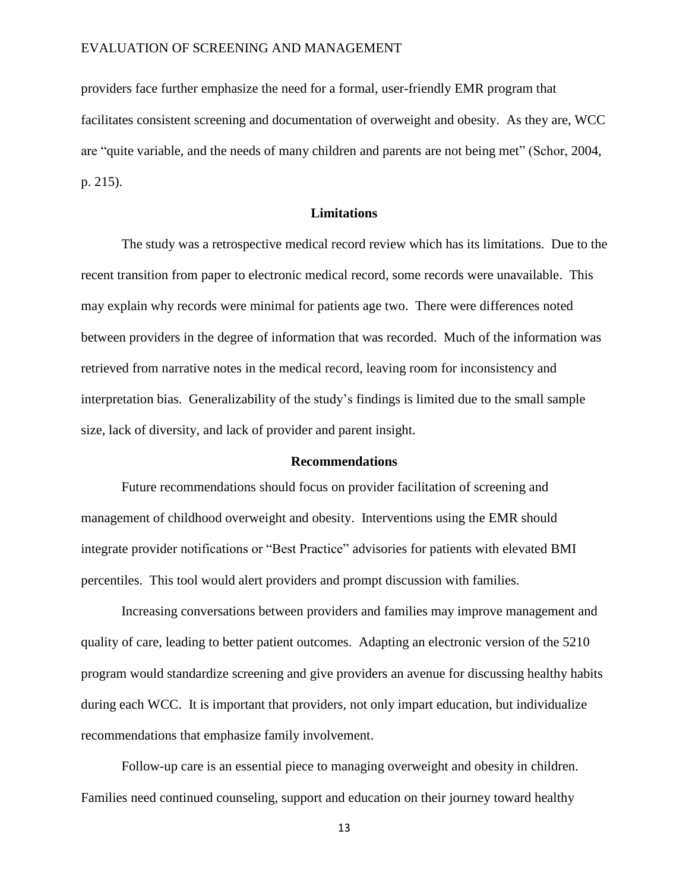providers face further emphasize the need for a formal, user-friendly EMR program that facilitates consistent screening and documentation of overweight and obesity. As they are, WCC are "quite variable, and the needs of many children and parents are not being met" (Schor, 2004, p. 215).

## Limitations

The study was a retrospective medical record review which has its limitations. Due to the recent transition from paper to electronic medical record, some records were unavailable. This may explain why records were minimal for patients age two. There were differences noted between providers in the degree of information that was recorded. Much of the information was retrieved from narrative notes in the medical record, leaving room for inconsistency and interpretation bias. Generalizability of the study's findings is limited due to the small sample size, lack of diversity, and lack of provider and parent insight.

## Recommendations

Future recommendations should focus on provider facilitation of screening and management of childhood overweight and obesity. Interventions using the EMR should integrate provider notifications or "Best Practice" advisories for patients with elevated BMI percentiles. This tool would alert providers and prompt discussion with families.

Increasing conversations between providers and families may improve management and quality of care, leading to better patient outcomes. Adapting an electronic version of the 5210 program would standardize screening and give providers an avenue for discussing healthy habits during each WCC. It is important that providers, not only impart education, but individualize recommendations that emphasize family involvement.

Follow-up care is an essential piece to managing overweight and obesity in children. Families need continued counseling, support and education on their journey toward healthy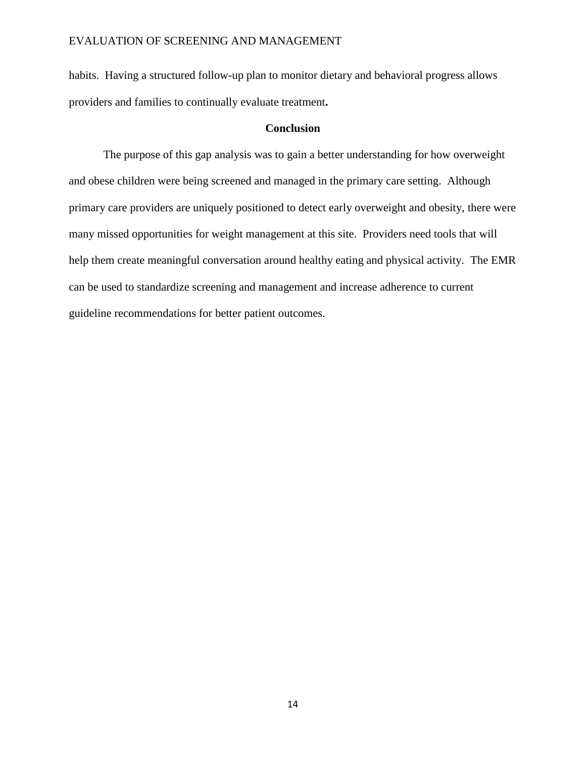habits. Having a structured follow-up plan to monitor dietary and behavioral progress allows providers and families to continually evaluate treatment**.**

## Conclusion

The purpose of this gap analysis was to gain a better understanding for how overweight and obese children were being screened and managed in the primary care setting. Although primary care providers are uniquely positioned to detect early overweight and obesity, there were many missed opportunities for weight management at this site. Providers need tools that will help them create meaningful conversation around healthy eating and physical activity. The EMR can be used to standardize screening and management and increase adherence to current guideline recommendations for better patient outcomes.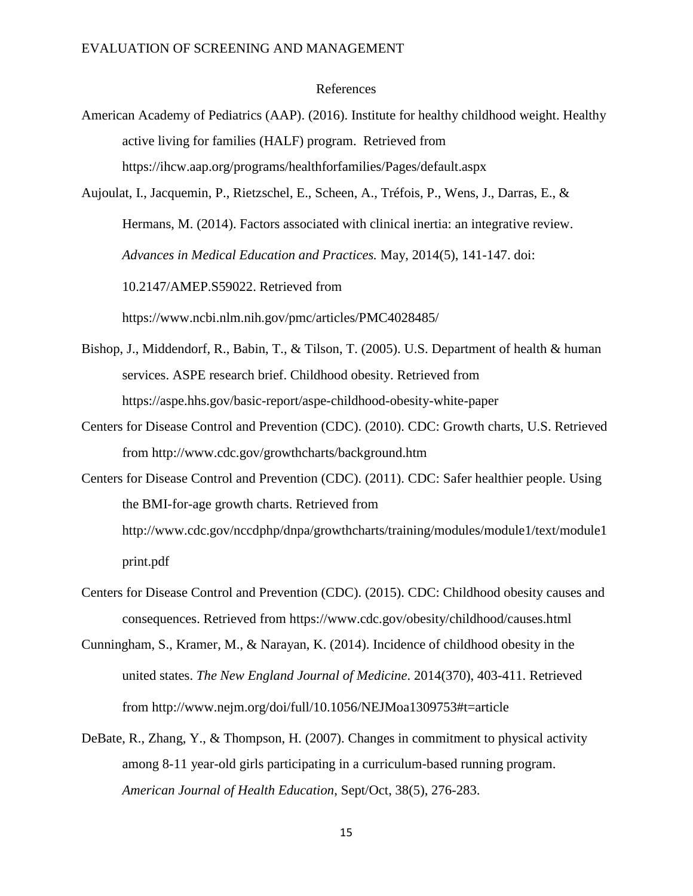References

American Academy of Pediatrics (AAP). (2016). Institute for healthy childhood weight. Healthy active living for families (HALF) program. Retrieved from https://ihcw.aap.org/programs/healthforfamilies/Pages/default.aspx

Aujoulat, I., Jacquemin, P., Rietzschel, E., Scheen, A., Tréfois, P., Wens, J., Darras, E., & Hermans, M. (2014). Factors associated with clinical inertia: an integrative review. *Advances in Medical Education and Practices.* May, 2014(5), 141-147. doi: 10.2147/AMEP.S59022. Retrieved from https://www.ncbi.nlm.nih.gov/pmc/articles/PMC4028485/

Bishop, J., Middendorf, R., Babin, T., & Tilson, T. (2005). U.S. Department of health & human services. ASPE research brief. Childhood obesity. Retrieved from https://aspe.hhs.gov/basic-report/aspe-childhood-obesity-white-paper

Centers for Disease Control and Prevention (CDC). (2010). CDC: Growth charts, U.S. Retrieved from http://www.cdc.gov/growthcharts/background.htm

Centers for Disease Control and Prevention (CDC). (2011). CDC: Safer healthier people. Using the BMI-for-age growth charts. Retrieved from http://www.cdc.gov/nccdphp/dnpa/growthcharts/training/modules/module1/text/module1print.pdf

Centers for Disease Control and Prevention (CDC). (2015). CDC: Childhood obesity causes and consequences. Retrieved from https://www.cdc.gov/obesity/childhood/causes.html

Cunningham, S., Kramer, M., & Narayan, K. (2014). Incidence of childhood obesity in the united states. *The New England Journal of Medicine*. 2014(370), 403-411. Retrieved from http://www.nejm.org/doi/full/10.1056/NEJMoa1309753#t=article

DeBate, R., Zhang, Y., & Thompson, H. (2007). Changes in commitment to physical activity among 8-11 year-old girls participating in a curriculum-based running program. *American Journal of Health Education*, Sept/Oct, 38(5), 276-283.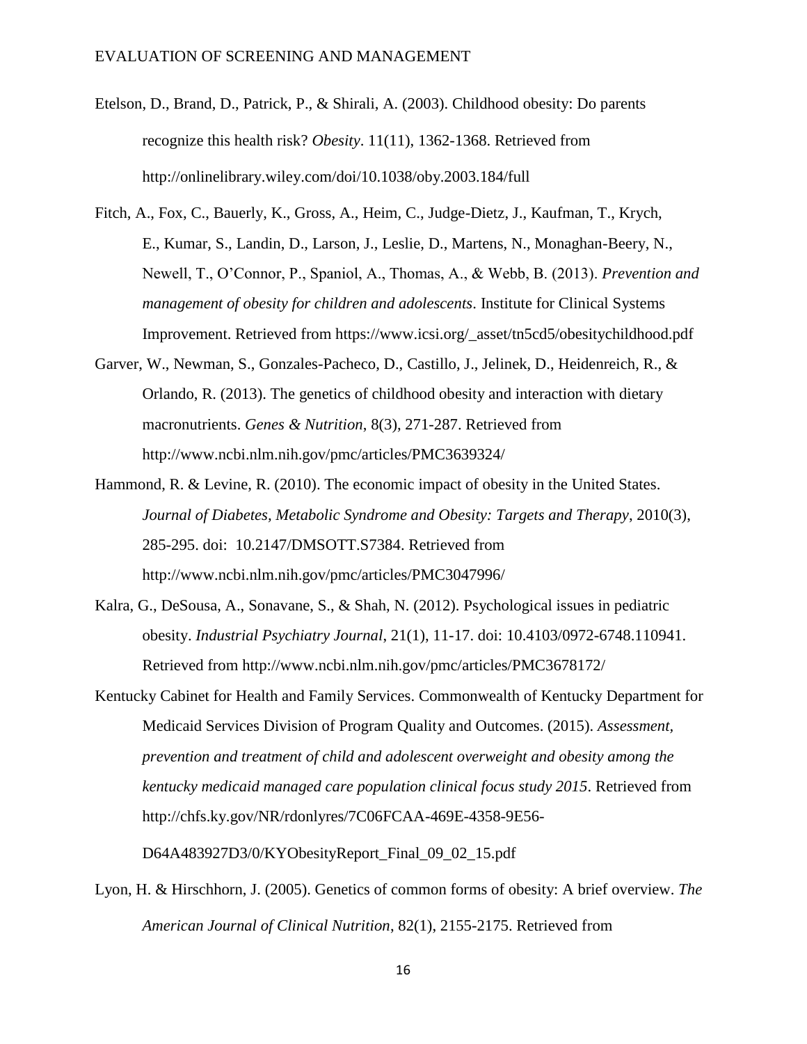Etelson, D., Brand, D., Patrick, P., & Shirali, A. (2003). Childhood obesity: Do parents recognize this health risk? *Obesity*. 11(11), 1362-1368. Retrieved from http://onlinelibrary.wiley.com/doi/10.1038/oby.2003.184/full

Fitch, A., Fox, C., Bauerly, K., Gross, A., Heim, C., Judge-Dietz, J., Kaufman, T., Krych, E., Kumar, S., Landin, D., Larson, J., Leslie, D., Martens, N., Monaghan-Beery, N., Newell, T., O'Connor, P., Spaniol, A., Thomas, A., & Webb, B. (2013). *Prevention and management of obesity for children and adolescents*. Institute for Clinical Systems Improvement. Retrieved from https://www.icsi.org/_asset/tn5cd5/obesitychildhood.pdf

Garver, W., Newman, S., Gonzales-Pacheco, D., Castillo, J., Jelinek, D., Heidenreich, R., & Orlando, R. (2013). The genetics of childhood obesity and interaction with dietary macronutrients. *Genes & Nutrition*, 8(3), 271-287. Retrieved from http://www.ncbi.nlm.nih.gov/pmc/articles/PMC3639324/

Hammond, R. & Levine, R. (2010). The economic impact of obesity in the United States. *Journal of Diabetes, Metabolic Syndrome and Obesity: Targets and Therapy*, 2010(3), 285-295. doi: 10.2147/DMSOTT.S7384. Retrieved from http://www.ncbi.nlm.nih.gov/pmc/articles/PMC3047996/

Kalra, G., DeSousa, A., Sonavane, S., & Shah, N. (2012). Psychological issues in pediatric obesity. *Industrial Psychiatry Journal*, 21(1), 11-17. doi: 10.4103/0972-6748.110941. Retrieved from http://www.ncbi.nlm.nih.gov/pmc/articles/PMC3678172/

Kentucky Cabinet for Health and Family Services. Commonwealth of Kentucky Department for Medicaid Services Division of Program Quality and Outcomes. (2015). *Assessment, prevention and treatment of child and adolescent overweight and obesity among the kentucky medicaid managed care population clinical focus study 2015*. Retrieved from http://chfs.ky.gov/NR/rdonlyres/7C06FCAA-469E-4358-9E56-D64A483927D3/0/KYObesityReport_Final_09_02_15.pdf

Lyon, H. & Hirschhorn, J. (2005). Genetics of common forms of obesity: A brief overview. *The American Journal of Clinical Nutrition*, 82(1), 2155-2175. Retrieved from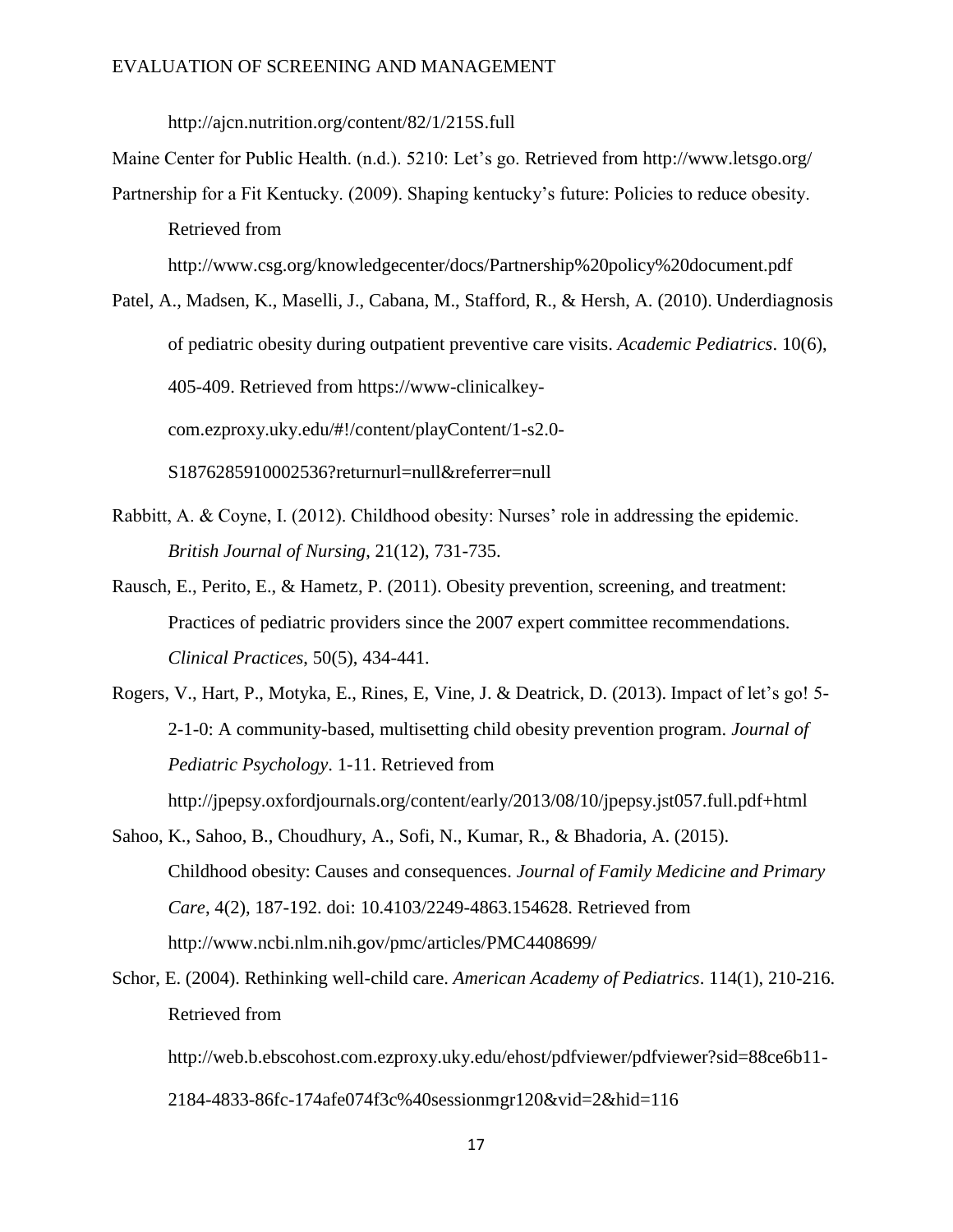http://ajcn.nutrition.org/content/82/1/215S.full

Maine Center for Public Health. (n.d.). 5210: Let's go. Retrieved from http://www.letsgo.org/

Partnership for a Fit Kentucky. (2009). Shaping kentucky's future: Policies to reduce obesity. Retrieved from http://www.csg.org/knowledgecenter/docs/Partnership%20policy%20document.pdf

Patel, A., Madsen, K., Maselli, J., Cabana, M., Stafford, R., & Hersh, A. (2010). Underdiagnosis of pediatric obesity during outpatient preventive care visits. *Academic Pediatrics*. 10(6), 405-409. Retrieved from https://www-clinicalkey-com.ezproxy.uky.edu/#!/content/playContent/1-s2.0-S1876285910002536?returnurl=null&referrer=null

Rabbitt, A. & Coyne, I. (2012). Childhood obesity: Nurses' role in addressing the epidemic. *British Journal of Nursing*, 21(12), 731-735.

Rausch, E., Perito, E., & Hametz, P. (2011). Obesity prevention, screening, and treatment: Practices of pediatric providers since the 2007 expert committee recommendations. *Clinical Practices*, 50(5), 434-441.

Rogers, V., Hart, P., Motyka, E., Rines, E, Vine, J. & Deatrick, D. (2013). Impact of let's go! 5-2-1-0: A community-based, multisetting child obesity prevention program. *Journal of Pediatric Psychology*. 1-11. Retrieved from http://jpepsy.oxfordjournals.org/content/early/2013/08/10/jpepsy.jst057.full.pdf+html

Sahoo, K., Sahoo, B., Choudhury, A., Sofi, N., Kumar, R., & Bhadoria, A. (2015). Childhood obesity: Causes and consequences. *Journal of Family Medicine and Primary Care*, 4(2), 187-192. doi: 10.4103/2249-4863.154628. Retrieved from http://www.ncbi.nlm.nih.gov/pmc/articles/PMC4408699/

Schor, E. (2004). Rethinking well-child care. *American Academy of Pediatrics*. 114(1), 210-216. Retrieved from http://web.b.ebscohost.com.ezproxy.uky.edu/ehost/pdfviewer/pdfviewer?sid=88ce6b11-2184-4833-86fc-174afe074f3c%40sessionmgr120&vid=2&hid=116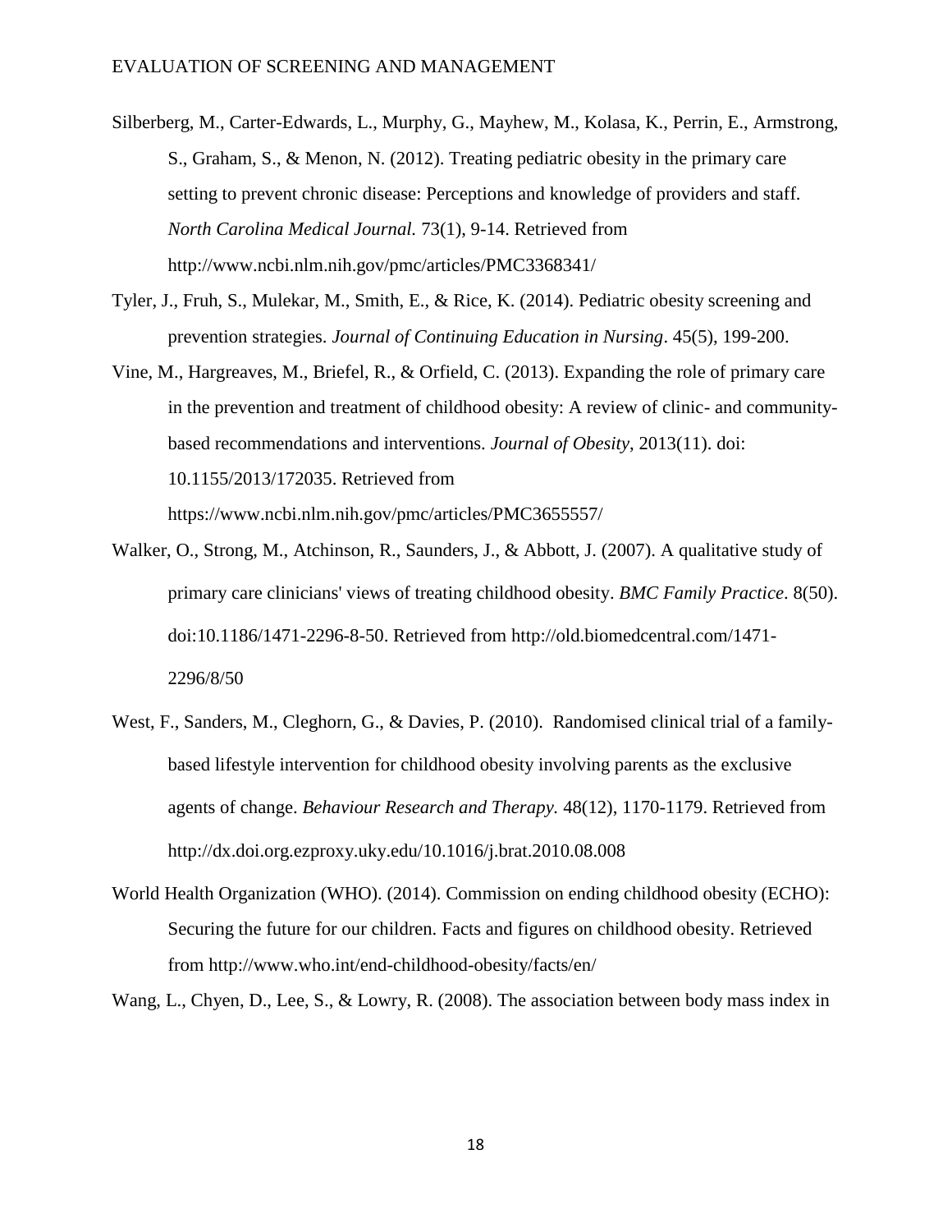Silberberg, M., Carter-Edwards, L., Murphy, G., Mayhew, M., Kolasa, K., Perrin, E., Armstrong, S., Graham, S., & Menon, N. (2012). Treating pediatric obesity in the primary care setting to prevent chronic disease: Perceptions and knowledge of providers and staff. *North Carolina Medical Journal.* 73(1), 9-14. Retrieved from http://www.ncbi.nlm.nih.gov/pmc/articles/PMC3368341/

Tyler, J., Fruh, S., Mulekar, M., Smith, E., & Rice, K. (2014). Pediatric obesity screening and prevention strategies. *Journal of Continuing Education in Nursing*. 45(5), 199-200.

Vine, M., Hargreaves, M., Briefel, R., & Orfield, C. (2013). Expanding the role of primary care in the prevention and treatment of childhood obesity: A review of clinic- and community-based recommendations and interventions. *Journal of Obesity*, 2013(11). doi: 10.1155/2013/172035. Retrieved from https://www.ncbi.nlm.nih.gov/pmc/articles/PMC3655557/

Walker, O., Strong, M., Atchinson, R., Saunders, J., & Abbott, J. (2007). A qualitative study of primary care clinicians' views of treating childhood obesity. *BMC Family Practice*. 8(50). doi:10.1186/1471-2296-8-50. Retrieved from http://old.biomedcentral.com/1471-2296/8/50

West, F., Sanders, M., Cleghorn, G., & Davies, P. (2010). Randomised clinical trial of a family-based lifestyle intervention for childhood obesity involving parents as the exclusive agents of change. *Behaviour Research and Therapy.* 48(12), 1170-1179. Retrieved from http://dx.doi.org.ezproxy.uky.edu/10.1016/j.brat.2010.08.008

World Health Organization (WHO). (2014). Commission on ending childhood obesity (ECHO): Securing the future for our children. Facts and figures on childhood obesity. Retrieved from http://www.who.int/end-childhood-obesity/facts/en/

Wang, L., Chyen, D., Lee, S., & Lowry, R. (2008). The association between body mass index in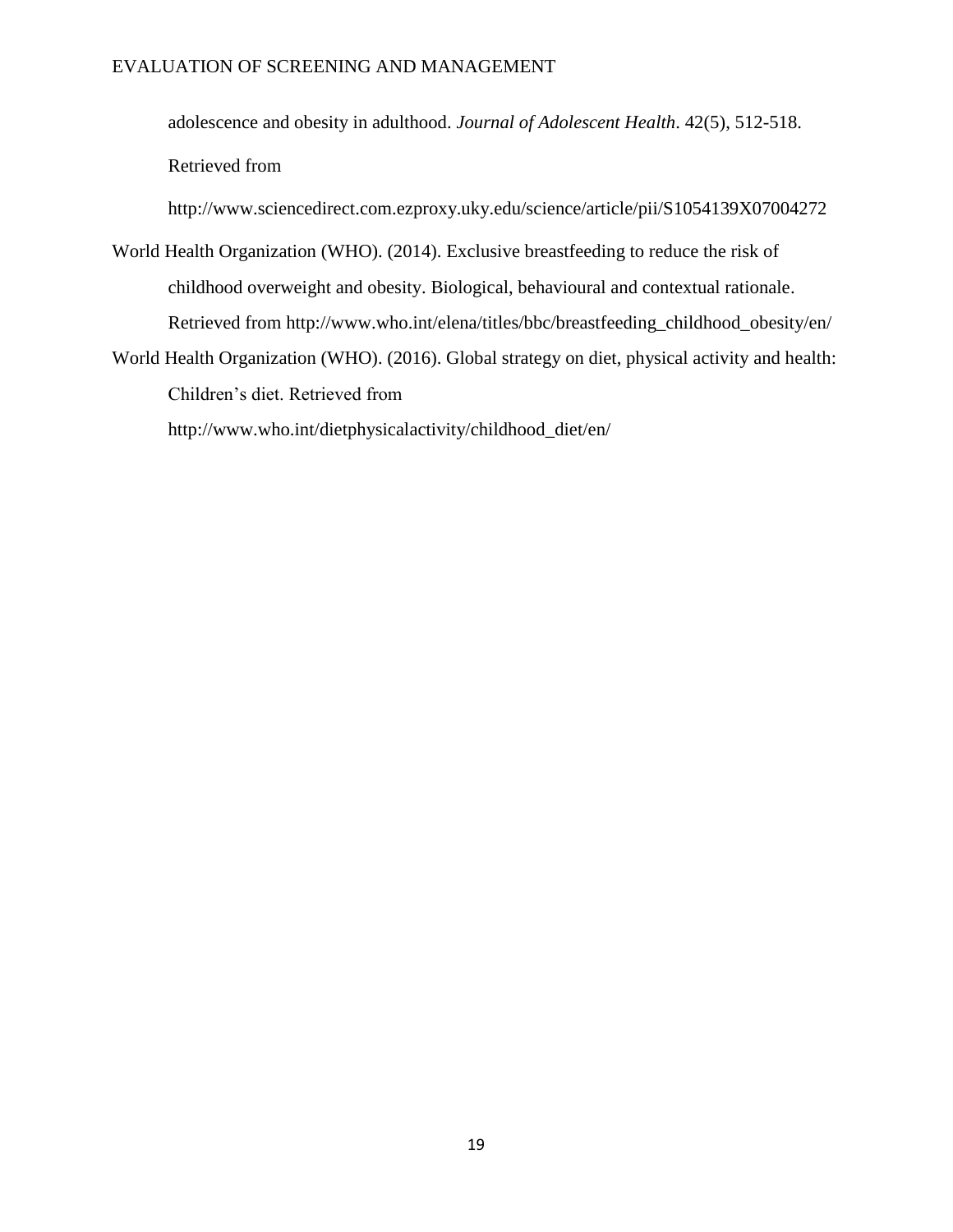adolescence and obesity in adulthood. *Journal of Adolescent Health*. 42(5), 512-518. Retrieved from http://www.sciencedirect.com.ezproxy.uky.edu/science/article/pii/S1054139X07004272

World Health Organization (WHO). (2014). Exclusive breastfeeding to reduce the risk of childhood overweight and obesity. Biological, behavioural and contextual rationale. Retrieved from http://www.who.int/elena/titles/bbc/breastfeeding_childhood_obesity/en/

World Health Organization (WHO). (2016). Global strategy on diet, physical activity and health: Children's diet. Retrieved from http://www.who.int/dietphysicalactivity/childhood_diet/en/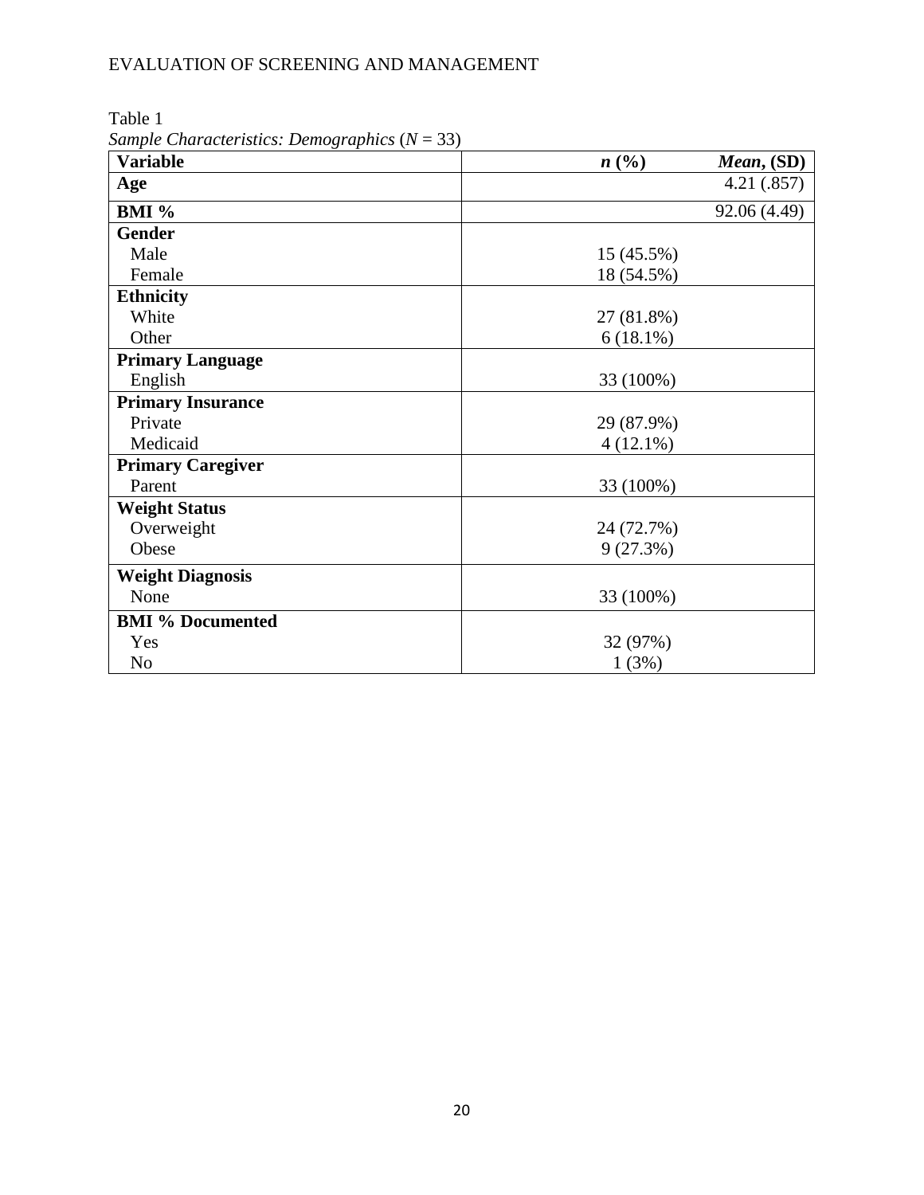Table 1

*Sample Characteristics: Demographics* ($N$ = 33)

| **Variable** | ***n* (%)** | ***Mean*, (SD)** |
|---|---|---|
| **Age** | | 4.21 (.857) |
| **BMI %** | | 92.06 (4.49) |
| **Gender** | | |
| Male | 15 (45.5%) | |
| Female | 18 (54.5%) | |
| **Ethnicity** | | |
| White | 27 (81.8%) | |
| Other | 6 (18.1%) | |
| **Primary Language** | | |
| English | 33 (100%) | |
| **Primary Insurance** | | |
| Private | 29 (87.9%) | |
| Medicaid | 4 (12.1%) | |
| **Primary Caregiver** | | |
| Parent | 33 (100%) | |
| **Weight Status** | | |
| Overweight | 24 (72.7%) | |
| Obese | 9 (27.3%) | |
| **Weight Diagnosis** | | |
| None | 33 (100%) | |
| **BMI % Documented** | | |
| Yes | 32 (97%) | |
| No | 1 (3%) | |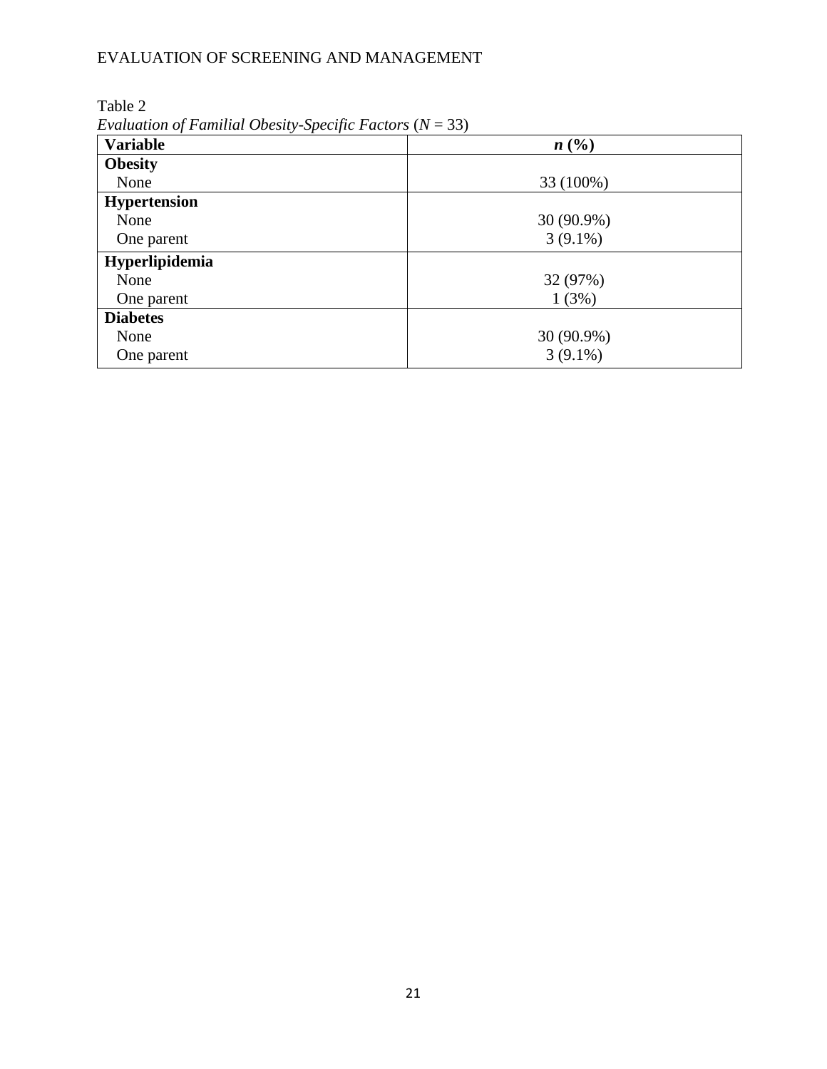Table 2

*Evaluation of Familial Obesity-Specific Factors* ($N$ = 33)

| **Variable** | ***n* (%)** |
| --- | --- |
| **Obesity** | |
| None | 33 (100%) |
| **Hypertension** | |
| None | 30 (90.9%) |
| One parent | 3 (9.1%) |
| **Hyperlipidemia** | |
| None | 32 (97%) |
| One parent | 1 (3%) |
| **Diabetes** | |
| None | 30 (90.9%) |
| One parent | 3 (9.1%) |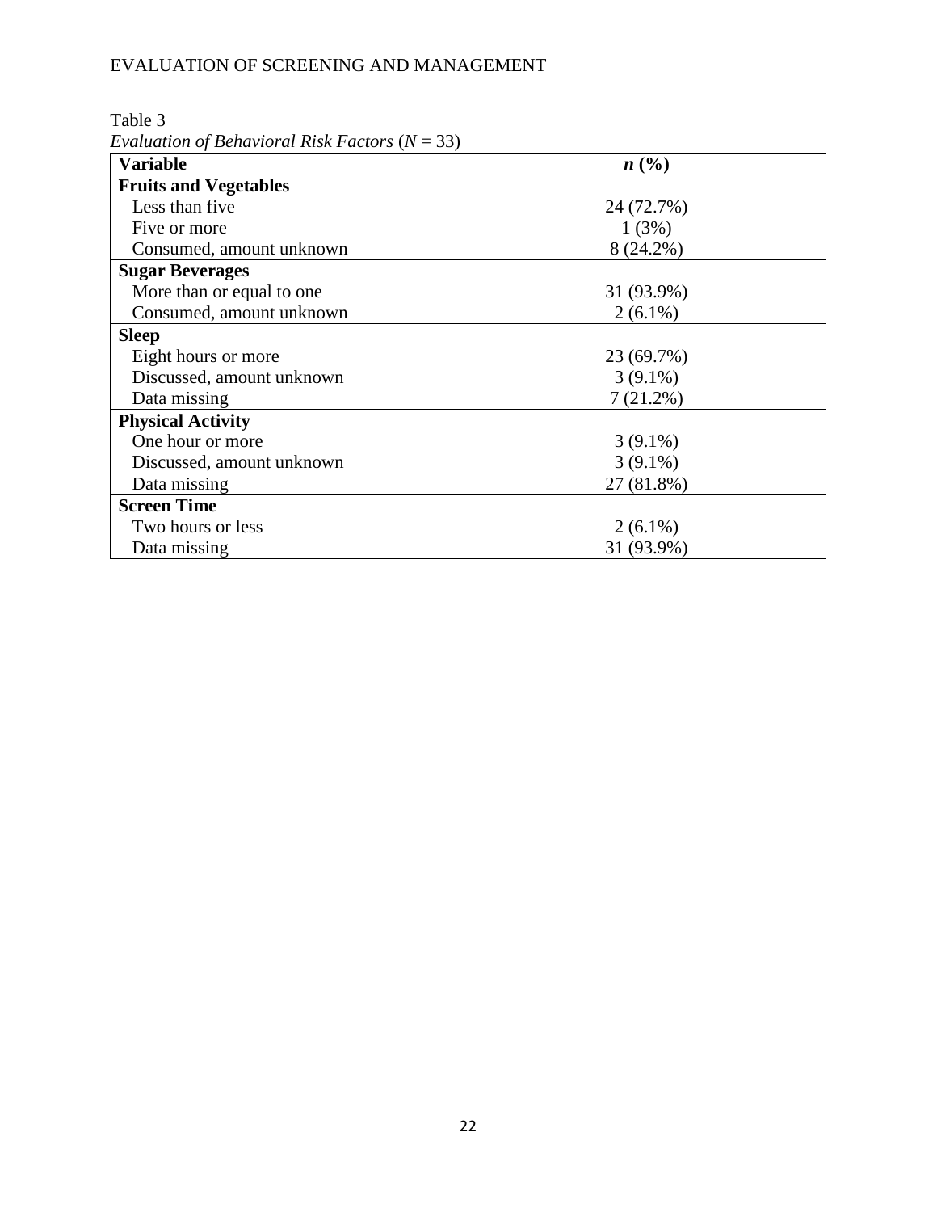Table 3

*Evaluation of Behavioral Risk Factors* (*N* = 33)

| Variable | *n* (%) |
|---|---|
| **Fruits and Vegetables** | |
| Less than five | 24 (72.7%) |
| Five or more | 1 (3%) |
| Consumed, amount unknown | 8 (24.2%) |
| **Sugar Beverages** | |
| More than or equal to one | 31 (93.9%) |
| Consumed, amount unknown | 2 (6.1%) |
| **Sleep** | |
| Eight hours or more | 23 (69.7%) |
| Discussed, amount unknown | 3 (9.1%) |
| Data missing | 7 (21.2%) |
| **Physical Activity** | |
| One hour or more | 3 (9.1%) |
| Discussed, amount unknown | 3 (9.1%) |
| Data missing | 27 (81.8%) |
| **Screen Time** | |
| Two hours or less | 2 (6.1%) |
| Data missing | 31 (93.9%) |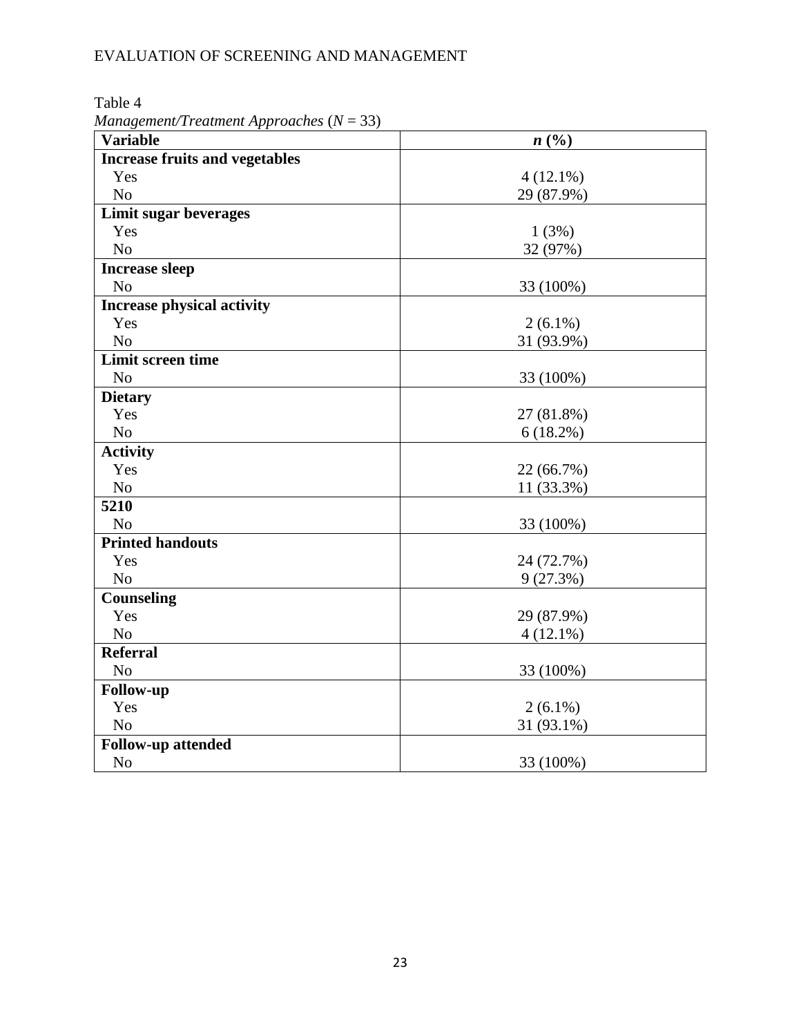Table 4

*Management/Treatment Approaches* (*N* = 33)

| Variable | *n* (%) |
|---|---|
| **Increase fruits and vegetables** | |
| Yes | 4 (12.1%) |
| No | 29 (87.9%) |
| **Limit sugar beverages** | |
| Yes | 1 (3%) |
| No | 32 (97%) |
| **Increase sleep** | |
| No | 33 (100%) |
| **Increase physical activity** | |
| Yes | 2 (6.1%) |
| No | 31 (93.9%) |
| **Limit screen time** | |
| No | 33 (100%) |
| **Dietary** | |
| Yes | 27 (81.8%) |
| No | 6 (18.2%) |
| **Activity** | |
| Yes | 22 (66.7%) |
| No | 11 (33.3%) |
| **5210** | |
| No | 33 (100%) |
| **Printed handouts** | |
| Yes | 24 (72.7%) |
| No | 9 (27.3%) |
| **Counseling** | |
| Yes | 29 (87.9%) |
| No | 4 (12.1%) |
| **Referral** | |
| No | 33 (100%) |
| **Follow-up** | |
| Yes | 2 (6.1%) |
| No | 31 (93.1%) |
| **Follow-up attended** | |
| No | 33 (100%) |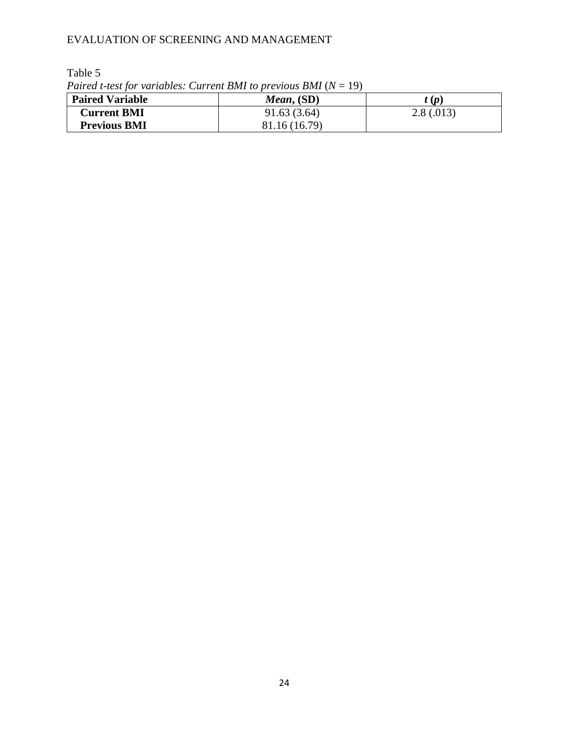Table 5

*Paired t-test for variables: Current BMI to previous BMI* ($N$ = 19)

| Paired Variable | *Mean*, (SD) | $t$ ($p$) |
|---|---|---|
| **Current BMI** | 91.63 (3.64) | 2.8 (.013) |
| **Previous BMI** | 81.16 (16.79) | |